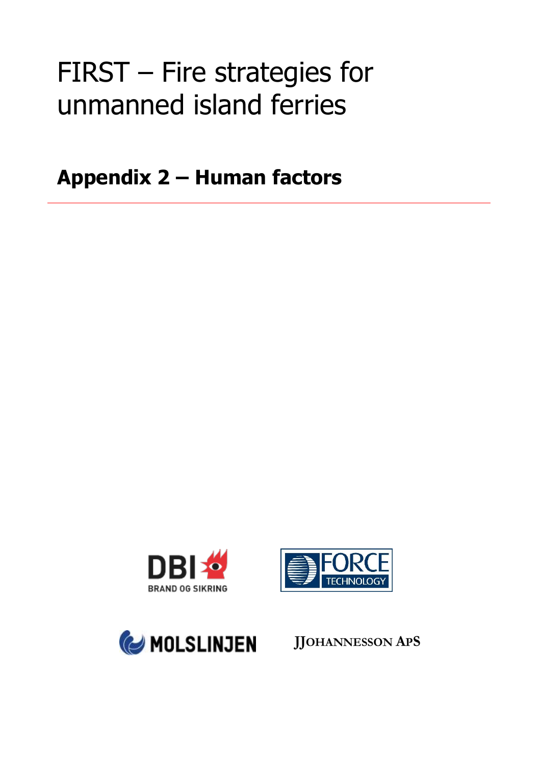# FIRST – Fire strategies for unmanned island ferries

## Appendix 2 – Human factors

---

DBI BRAND OG SIKRING

FORCE TECHNOLOGY

MOLSLINJEN

JJOHANNESSON APS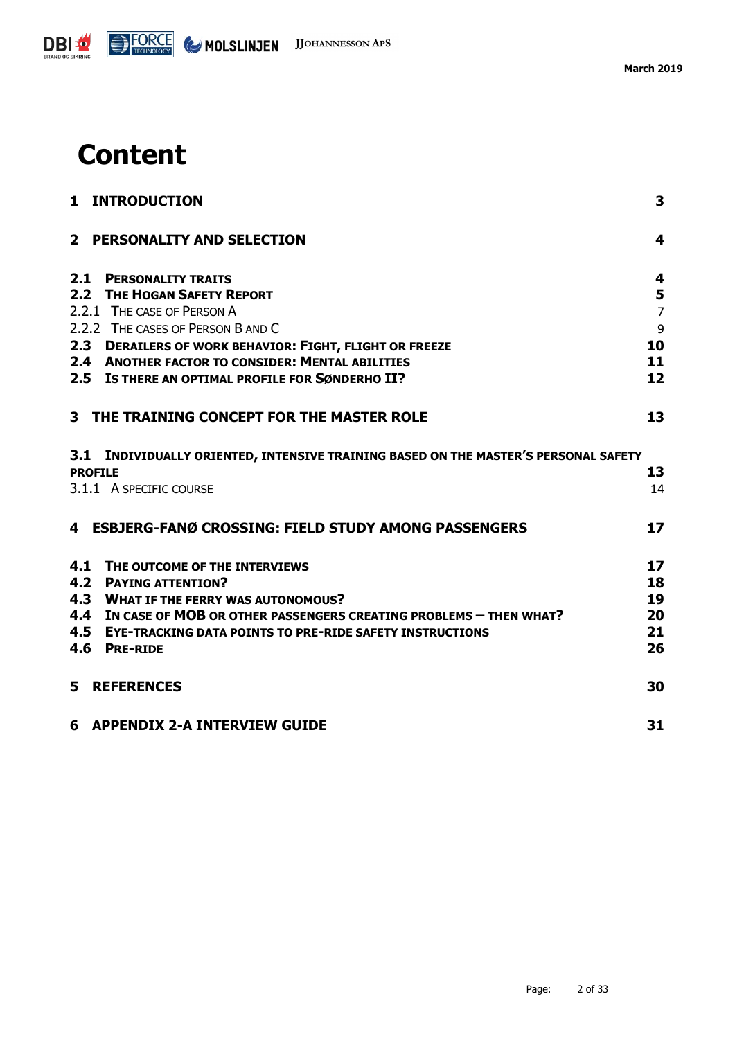# Content

| | | |
|---|---|---|
| **1** | **INTRODUCTION** | **3** |
| **2** | **PERSONALITY AND SELECTION** | **4** |
| **2.1** | **PERSONALITY TRAITS** | **4** |
| **2.2** | **THE HOGAN SAFETY REPORT** | **5** |
| 2.2.1 | THE CASE OF PERSON A | 7 |
| 2.2.2 | THE CASES OF PERSON B AND C | 9 |
| **2.3** | **DERAILERS OF WORK BEHAVIOR: FIGHT, FLIGHT OR FREEZE** | **10** |
| **2.4** | **ANOTHER FACTOR TO CONSIDER: MENTAL ABILITIES** | **11** |
| **2.5** | **IS THERE AN OPTIMAL PROFILE FOR SØNDERHO II?** | **12** |
| **3** | **THE TRAINING CONCEPT FOR THE MASTER ROLE** | **13** |
| **3.1** | **INDIVIDUALLY ORIENTED, INTENSIVE TRAINING BASED ON THE MASTER'S PERSONAL SAFETY PROFILE** | **13** |
| 3.1.1 | A SPECIFIC COURSE | 14 |
| **4** | **ESBJERG-FANØ CROSSING: FIELD STUDY AMONG PASSENGERS** | **17** |
| **4.1** | **THE OUTCOME OF THE INTERVIEWS** | **17** |
| **4.2** | **PAYING ATTENTION?** | **18** |
| **4.3** | **WHAT IF THE FERRY WAS AUTONOMOUS?** | **19** |
| **4.4** | **IN CASE OF MOB OR OTHER PASSENGERS CREATING PROBLEMS – THEN WHAT?** | **20** |
| **4.5** | **EYE-TRACKING DATA POINTS TO PRE-RIDE SAFETY INSTRUCTIONS** | **21** |
| **4.6** | **PRE-RIDE** | **26** |
| **5** | **REFERENCES** | **30** |
| **6** | **APPENDIX 2-A INTERVIEW GUIDE** | **31** |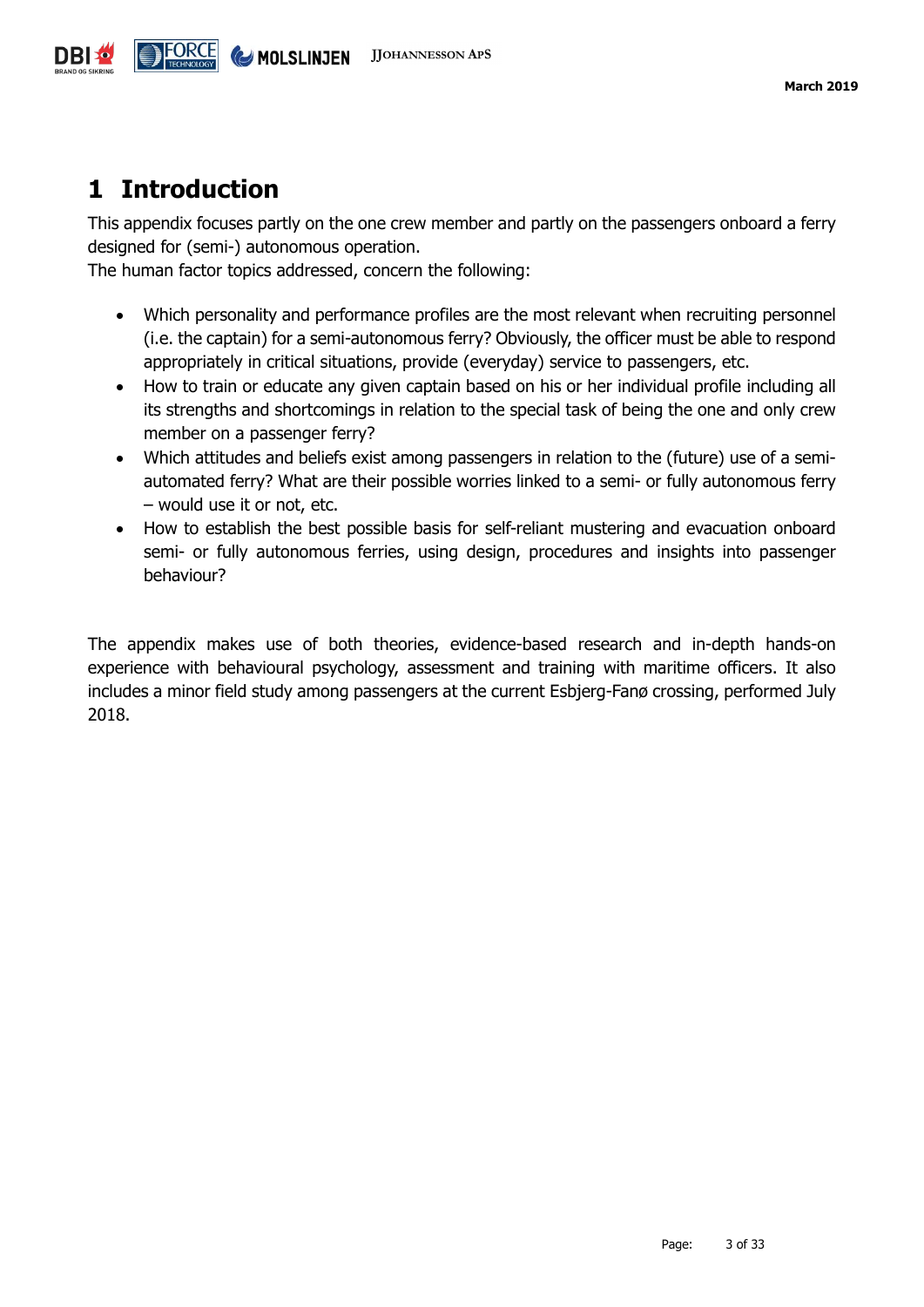# 1 Introduction

This appendix focuses partly on the one crew member and partly on the passengers onboard a ferry designed for (semi-) autonomous operation.
The human factor topics addressed, concern the following:

- Which personality and performance profiles are the most relevant when recruiting personnel (i.e. the captain) for a semi-autonomous ferry? Obviously, the officer must be able to respond appropriately in critical situations, provide (everyday) service to passengers, etc.
- How to train or educate any given captain based on his or her individual profile including all its strengths and shortcomings in relation to the special task of being the one and only crew member on a passenger ferry?
- Which attitudes and beliefs exist among passengers in relation to the (future) use of a semi-automated ferry? What are their possible worries linked to a semi- or fully autonomous ferry – would use it or not, etc.
- How to establish the best possible basis for self-reliant mustering and evacuation onboard semi- or fully autonomous ferries, using design, procedures and insights into passenger behaviour?

The appendix makes use of both theories, evidence-based research and in-depth hands-on experience with behavioural psychology, assessment and training with maritime officers. It also includes a minor field study among passengers at the current Esbjerg-Fanø crossing, performed July 2018.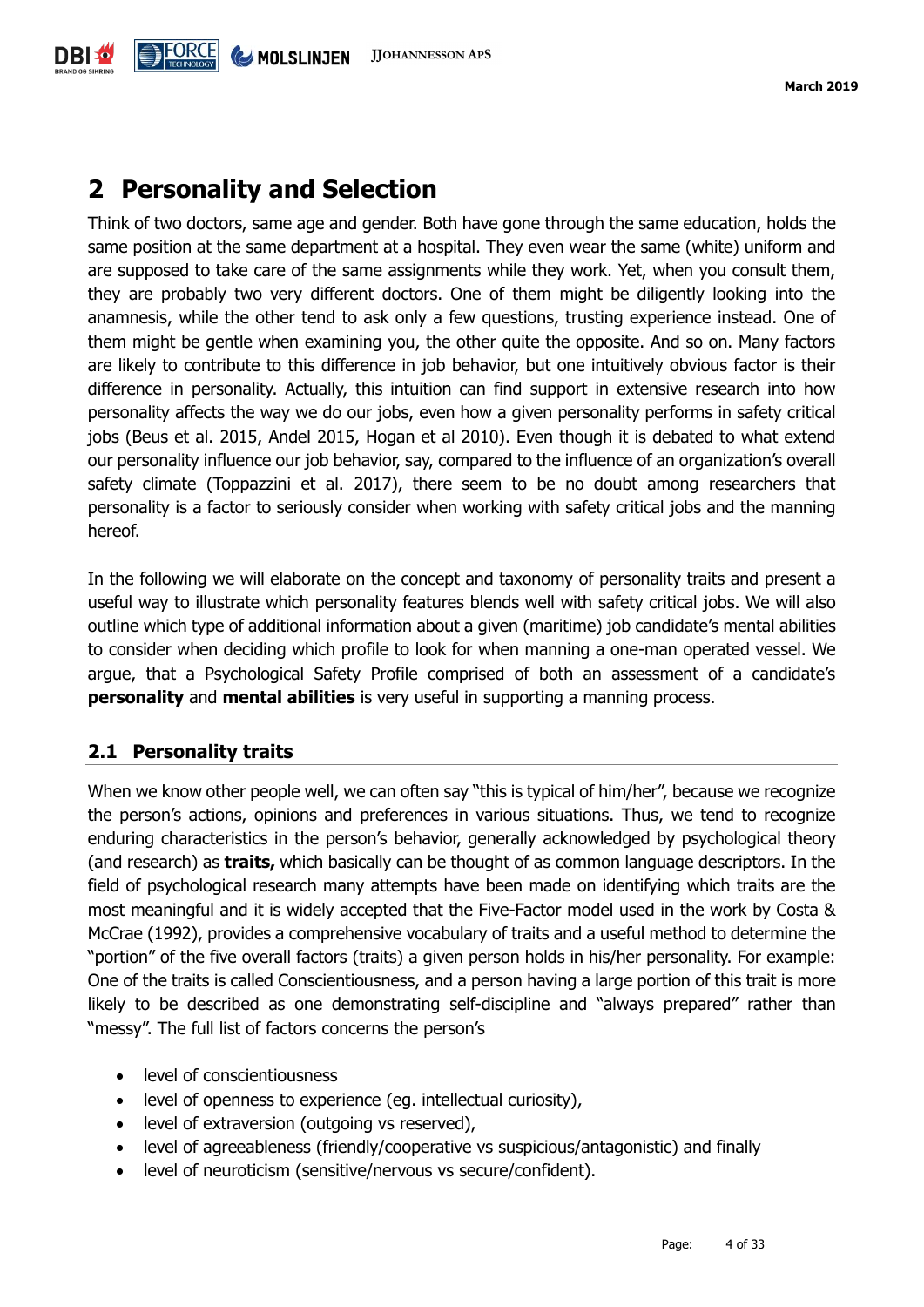# 2 Personality and Selection

Think of two doctors, same age and gender. Both have gone through the same education, holds the same position at the same department at a hospital. They even wear the same (white) uniform and are supposed to take care of the same assignments while they work. Yet, when you consult them, they are probably two very different doctors. One of them might be diligently looking into the anamnesis, while the other tend to ask only a few questions, trusting experience instead. One of them might be gentle when examining you, the other quite the opposite. And so on. Many factors are likely to contribute to this difference in job behavior, but one intuitively obvious factor is their difference in personality. Actually, this intuition can find support in extensive research into how personality affects the way we do our jobs, even how a given personality performs in safety critical jobs (Beus et al. 2015, Andel 2015, Hogan et al 2010). Even though it is debated to what extend our personality influence our job behavior, say, compared to the influence of an organization's overall safety climate (Toppazzini et al. 2017), there seem to be no doubt among researchers that personality is a factor to seriously consider when working with safety critical jobs and the manning hereof.

In the following we will elaborate on the concept and taxonomy of personality traits and present a useful way to illustrate which personality features blends well with safety critical jobs. We will also outline which type of additional information about a given (maritime) job candidate's mental abilities to consider when deciding which profile to look for when manning a one-man operated vessel. We argue, that a Psychological Safety Profile comprised of both an assessment of a candidate's **personality** and **mental abilities** is very useful in supporting a manning process.

## 2.1 Personality traits

When we know other people well, we can often say "this is typical of him/her", because we recognize the person's actions, opinions and preferences in various situations. Thus, we tend to recognize enduring characteristics in the person's behavior, generally acknowledged by psychological theory (and research) as **traits,** which basically can be thought of as common language descriptors. In the field of psychological research many attempts have been made on identifying which traits are the most meaningful and it is widely accepted that the Five-Factor model used in the work by Costa & McCrae (1992), provides a comprehensive vocabulary of traits and a useful method to determine the "portion" of the five overall factors (traits) a given person holds in his/her personality. For example: One of the traits is called Conscientiousness, and a person having a large portion of this trait is more likely to be described as one demonstrating self-discipline and "always prepared" rather than "messy". The full list of factors concerns the person's

- level of conscientiousness
- level of openness to experience (eg. intellectual curiosity),
- level of extraversion (outgoing vs reserved),
- level of agreeableness (friendly/cooperative vs suspicious/antagonistic) and finally
- level of neuroticism (sensitive/nervous vs secure/confident).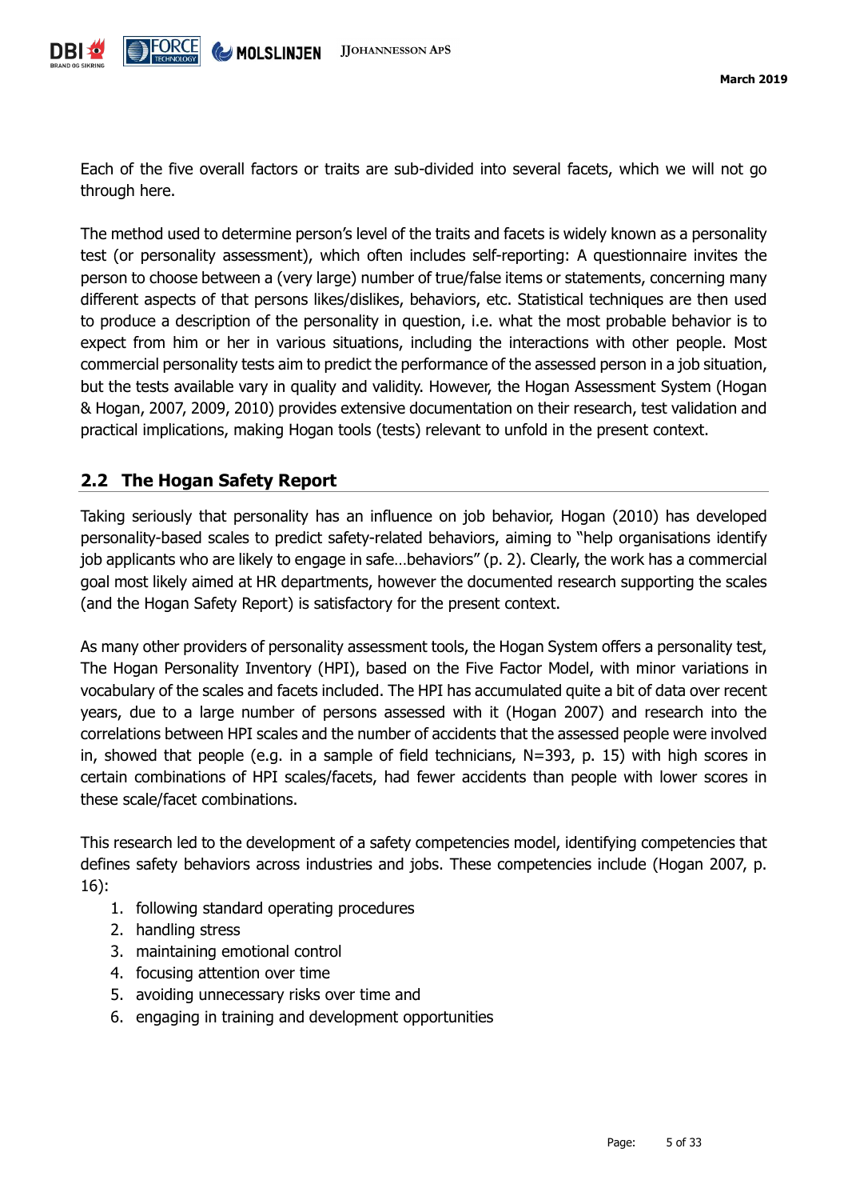Each of the five overall factors or traits are sub-divided into several facets, which we will not go through here.

The method used to determine person's level of the traits and facets is widely known as a personality test (or personality assessment), which often includes self-reporting: A questionnaire invites the person to choose between a (very large) number of true/false items or statements, concerning many different aspects of that persons likes/dislikes, behaviors, etc. Statistical techniques are then used to produce a description of the personality in question, i.e. what the most probable behavior is to expect from him or her in various situations, including the interactions with other people. Most commercial personality tests aim to predict the performance of the assessed person in a job situation, but the tests available vary in quality and validity. However, the Hogan Assessment System (Hogan & Hogan, 2007, 2009, 2010) provides extensive documentation on their research, test validation and practical implications, making Hogan tools (tests) relevant to unfold in the present context.

## 2.2 The Hogan Safety Report

Taking seriously that personality has an influence on job behavior, Hogan (2010) has developed personality-based scales to predict safety-related behaviors, aiming to "help organisations identify job applicants who are likely to engage in safe…behaviors" (p. 2). Clearly, the work has a commercial goal most likely aimed at HR departments, however the documented research supporting the scales (and the Hogan Safety Report) is satisfactory for the present context.

As many other providers of personality assessment tools, the Hogan System offers a personality test, The Hogan Personality Inventory (HPI), based on the Five Factor Model, with minor variations in vocabulary of the scales and facets included. The HPI has accumulated quite a bit of data over recent years, due to a large number of persons assessed with it (Hogan 2007) and research into the correlations between HPI scales and the number of accidents that the assessed people were involved in, showed that people (e.g. in a sample of field technicians, N=393, p. 15) with high scores in certain combinations of HPI scales/facets, had fewer accidents than people with lower scores in these scale/facet combinations.

This research led to the development of a safety competencies model, identifying competencies that defines safety behaviors across industries and jobs. These competencies include (Hogan 2007, p. 16):

1. following standard operating procedures
2. handling stress
3. maintaining emotional control
4. focusing attention over time
5. avoiding unnecessary risks over time and
6. engaging in training and development opportunities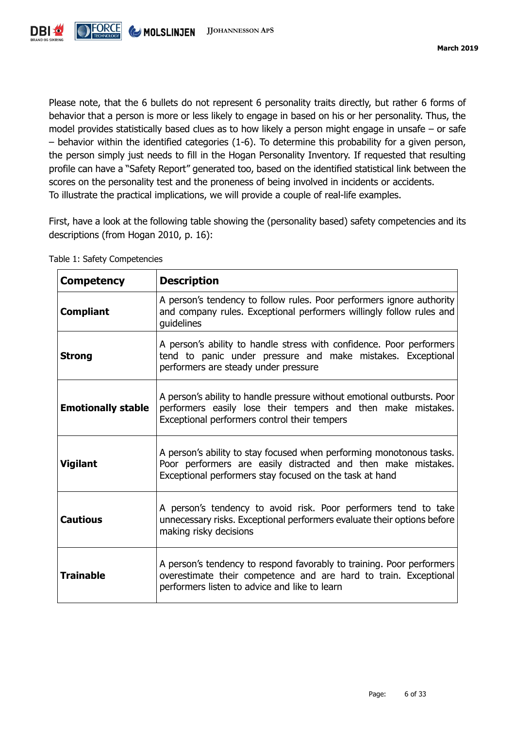Please note, that the 6 bullets do not represent 6 personality traits directly, but rather 6 forms of behavior that a person is more or less likely to engage in based on his or her personality. Thus, the model provides statistically based clues as to how likely a person might engage in unsafe – or safe – behavior within the identified categories (1-6). To determine this probability for a given person, the person simply just needs to fill in the Hogan Personality Inventory. If requested that resulting profile can have a "Safety Report" generated too, based on the identified statistical link between the scores on the personality test and the proneness of being involved in incidents or accidents.
To illustrate the practical implications, we will provide a couple of real-life examples.

First, have a look at the following table showing the (personality based) safety competencies and its descriptions (from Hogan 2010, p. 16):

Table 1: Safety Competencies

| **Competency** | **Description** |
|---|---|
| **Compliant** | A person's tendency to follow rules. Poor performers ignore authority and company rules. Exceptional performers willingly follow rules and guidelines |
| **Strong** | A person's ability to handle stress with confidence. Poor performers tend to panic under pressure and make mistakes. Exceptional performers are steady under pressure |
| **Emotionally stable** | A person's ability to handle pressure without emotional outbursts. Poor performers easily lose their tempers and then make mistakes. Exceptional performers control their tempers |
| **Vigilant** | A person's ability to stay focused when performing monotonous tasks. Poor performers are easily distracted and then make mistakes. Exceptional performers stay focused on the task at hand |
| **Cautious** | A person's tendency to avoid risk. Poor performers tend to take unnecessary risks. Exceptional performers evaluate their options before making risky decisions |
| **Trainable** | A person's tendency to respond favorably to training. Poor performers overestimate their competence and are hard to train. Exceptional performers listen to advice and like to learn |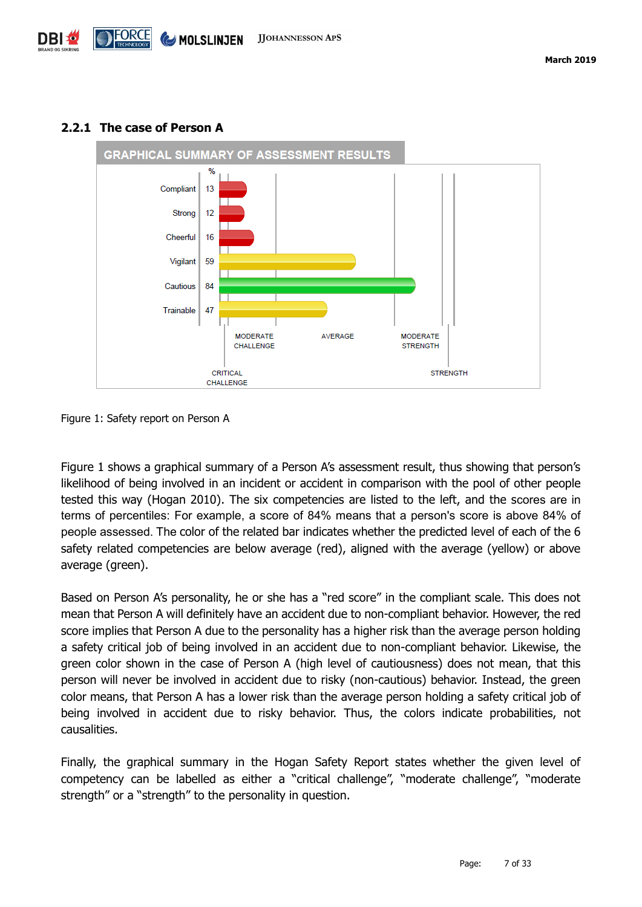### 2.2.1 The case of Person A

GRAPHICAL SUMMARY OF ASSESSMENT RESULTS

| | % |
|---|---|
| Compliant | 13 |
| Strong | 12 |
| Cheerful | 16 |
| Vigilant | 59 |
| Cautious | 84 |
| Trainable | 47 |

CRITICAL CHALLENGE — MODERATE CHALLENGE — AVERAGE — MODERATE STRENGTH — STRENGTH

Figure 1: Safety report on Person A

Figure 1 shows a graphical summary of a Person A's assessment result, thus showing that person's likelihood of being involved in an incident or accident in comparison with the pool of other people tested this way (Hogan 2010). The six competencies are listed to the left, and the scores are in terms of percentiles: For example, a score of 84% means that a person's score is above 84% of people assessed. The color of the related bar indicates whether the predicted level of each of the 6 safety related competencies are below average (red), aligned with the average (yellow) or above average (green).

Based on Person A's personality, he or she has a "red score" in the compliant scale. This does not mean that Person A will definitely have an accident due to non-compliant behavior. However, the red score implies that Person A due to the personality has a higher risk than the average person holding a safety critical job of being involved in an accident due to non-compliant behavior. Likewise, the green color shown in the case of Person A (high level of cautiousness) does not mean, that this person will never be involved in accident due to risky (non-cautious) behavior. Instead, the green color means, that Person A has a lower risk than the average person holding a safety critical job of being involved in accident due to risky behavior. Thus, the colors indicate probabilities, not causalities.

Finally, the graphical summary in the Hogan Safety Report states whether the given level of competency can be labelled as either a "critical challenge", "moderate challenge", "moderate strength" or a "strength" to the personality in question.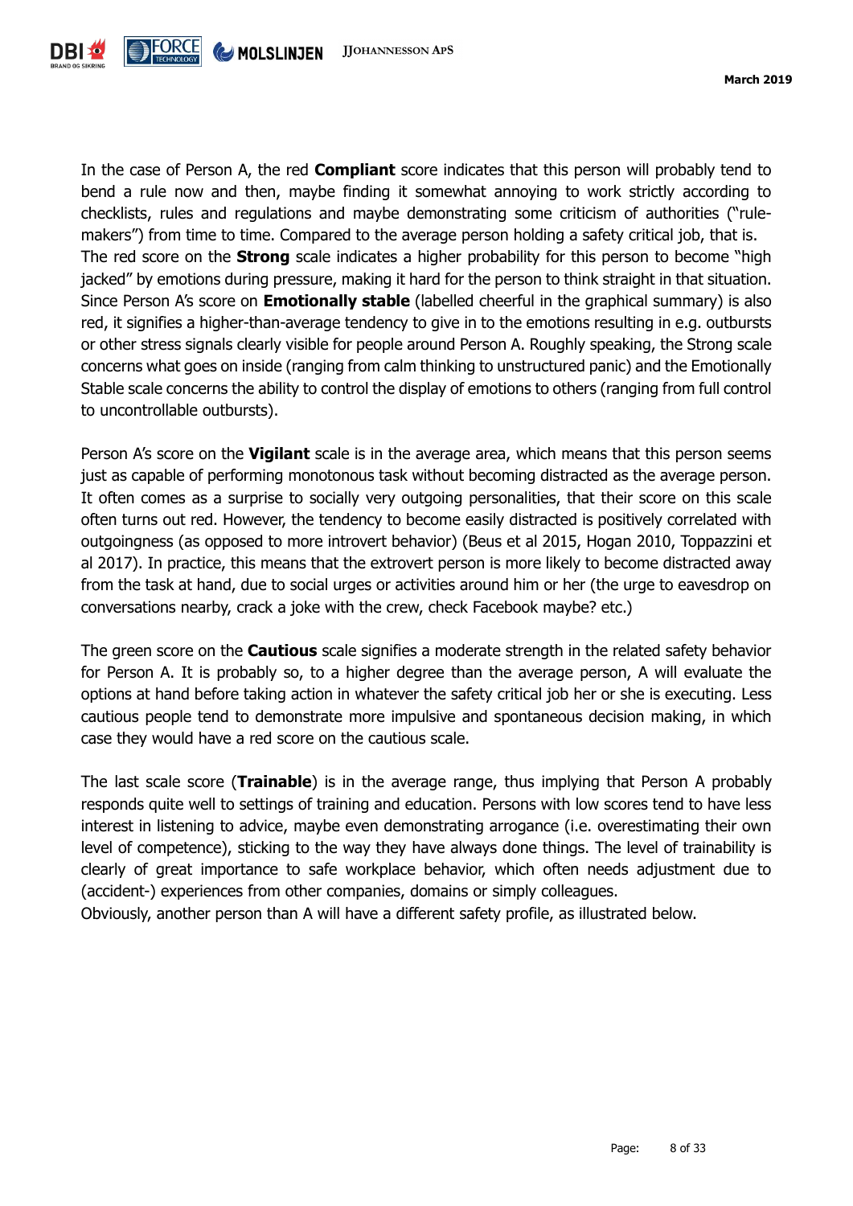In the case of Person A, the red **Compliant** score indicates that this person will probably tend to bend a rule now and then, maybe finding it somewhat annoying to work strictly according to checklists, rules and regulations and maybe demonstrating some criticism of authorities ("rule-makers") from time to time. Compared to the average person holding a safety critical job, that is.
The red score on the **Strong** scale indicates a higher probability for this person to become "high jacked" by emotions during pressure, making it hard for the person to think straight in that situation. Since Person A's score on **Emotionally stable** (labelled cheerful in the graphical summary) is also red, it signifies a higher-than-average tendency to give in to the emotions resulting in e.g. outbursts or other stress signals clearly visible for people around Person A. Roughly speaking, the Strong scale concerns what goes on inside (ranging from calm thinking to unstructured panic) and the Emotionally Stable scale concerns the ability to control the display of emotions to others (ranging from full control to uncontrollable outbursts).

Person A's score on the **Vigilant** scale is in the average area, which means that this person seems just as capable of performing monotonous task without becoming distracted as the average person. It often comes as a surprise to socially very outgoing personalities, that their score on this scale often turns out red. However, the tendency to become easily distracted is positively correlated with outgoingness (as opposed to more introvert behavior) (Beus et al 2015, Hogan 2010, Toppazzini et al 2017). In practice, this means that the extrovert person is more likely to become distracted away from the task at hand, due to social urges or activities around him or her (the urge to eavesdrop on conversations nearby, crack a joke with the crew, check Facebook maybe? etc.)

The green score on the **Cautious** scale signifies a moderate strength in the related safety behavior for Person A. It is probably so, to a higher degree than the average person, A will evaluate the options at hand before taking action in whatever the safety critical job her or she is executing. Less cautious people tend to demonstrate more impulsive and spontaneous decision making, in which case they would have a red score on the cautious scale.

The last scale score (**Trainable**) is in the average range, thus implying that Person A probably responds quite well to settings of training and education. Persons with low scores tend to have less interest in listening to advice, maybe even demonstrating arrogance (i.e. overestimating their own level of competence), sticking to the way they have always done things. The level of trainability is clearly of great importance to safe workplace behavior, which often needs adjustment due to (accident-) experiences from other companies, domains or simply colleagues.
Obviously, another person than A will have a different safety profile, as illustrated below.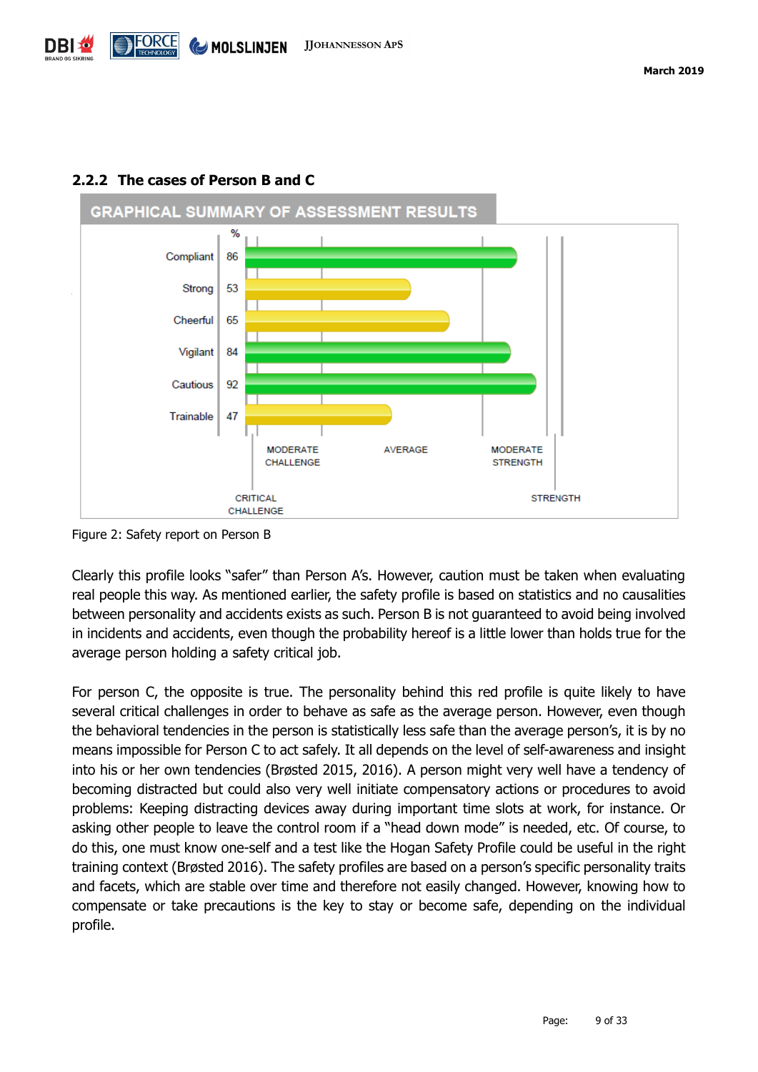### 2.2.2 The cases of Person B and C

| GRAPHICAL SUMMARY OF ASSESSMENT RESULTS | % |
|---|---|
| Compliant | 86 |
| Strong | 53 |
| Cheerful | 65 |
| Vigilant | 84 |
| Cautious | 92 |
| Trainable | 47 |

CRITICAL CHALLENGE — MODERATE CHALLENGE — AVERAGE — MODERATE STRENGTH — STRENGTH

Figure 2: Safety report on Person B

Clearly this profile looks "safer" than Person A's. However, caution must be taken when evaluating real people this way. As mentioned earlier, the safety profile is based on statistics and no causalities between personality and accidents exists as such. Person B is not guaranteed to avoid being involved in incidents and accidents, even though the probability hereof is a little lower than holds true for the average person holding a safety critical job.

For person C, the opposite is true. The personality behind this red profile is quite likely to have several critical challenges in order to behave as safe as the average person. However, even though the behavioral tendencies in the person is statistically less safe than the average person's, it is by no means impossible for Person C to act safely. It all depends on the level of self-awareness and insight into his or her own tendencies (Brøsted 2015, 2016). A person might very well have a tendency of becoming distracted but could also very well initiate compensatory actions or procedures to avoid problems: Keeping distracting devices away during important time slots at work, for instance. Or asking other people to leave the control room if a "head down mode" is needed, etc. Of course, to do this, one must know one-self and a test like the Hogan Safety Profile could be useful in the right training context (Brøsted 2016). The safety profiles are based on a person's specific personality traits and facets, which are stable over time and therefore not easily changed. However, knowing how to compensate or take precautions is the key to stay or become safe, depending on the individual profile.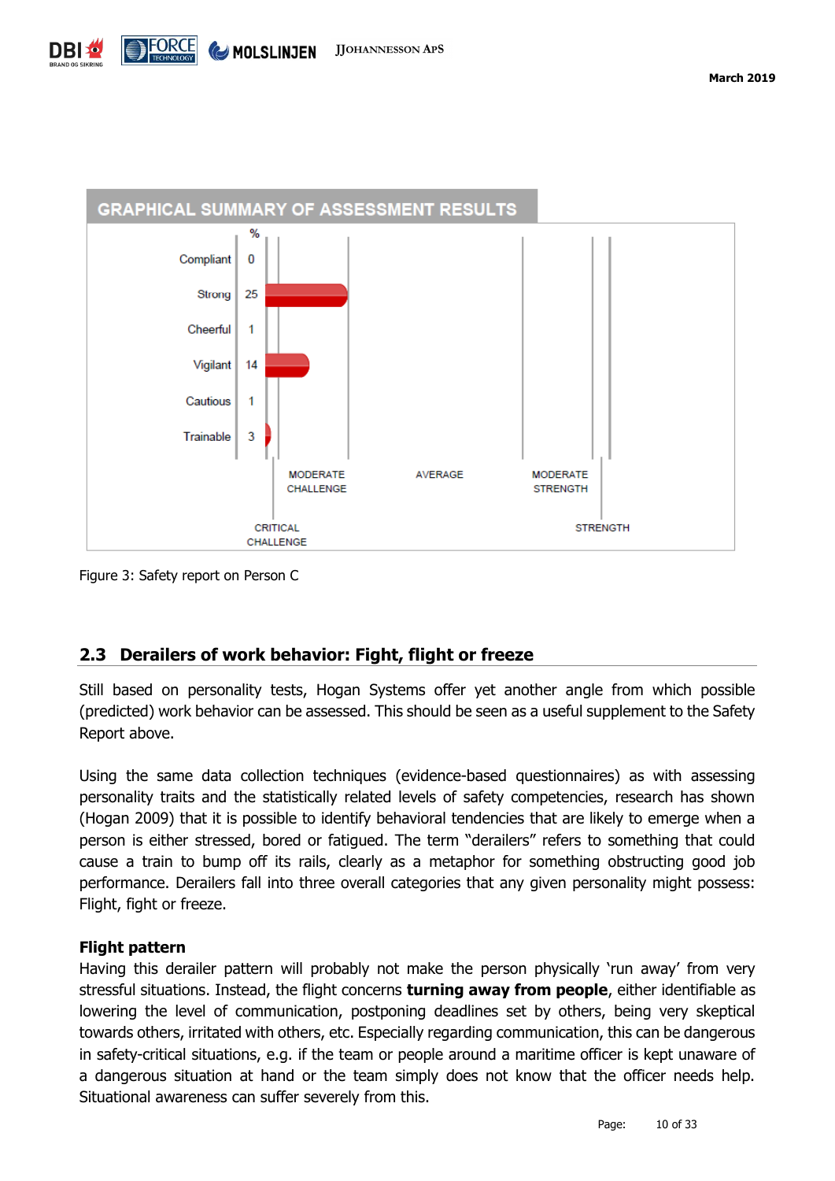GRAPHICAL SUMMARY OF ASSESSMENT RESULTS

| | % |
|---|---|
| Compliant | 0 |
| Strong | 25 |
| Cheerful | 1 |
| Vigilant | 14 |
| Cautious | 1 |
| Trainable | 3 |

CRITICAL CHALLENGE — MODERATE CHALLENGE — AVERAGE — MODERATE STRENGTH — STRENGTH

Figure 3: Safety report on Person C

## 2.3 Derailers of work behavior: Fight, flight or freeze

Still based on personality tests, Hogan Systems offer yet another angle from which possible (predicted) work behavior can be assessed. This should be seen as a useful supplement to the Safety Report above.

Using the same data collection techniques (evidence-based questionnaires) as with assessing personality traits and the statistically related levels of safety competencies, research has shown (Hogan 2009) that it is possible to identify behavioral tendencies that are likely to emerge when a person is either stressed, bored or fatigued. The term "derailers" refers to something that could cause a train to bump off its rails, clearly as a metaphor for something obstructing good job performance. Derailers fall into three overall categories that any given personality might possess: Flight, fight or freeze.

### Flight pattern

Having this derailer pattern will probably not make the person physically 'run away' from very stressful situations. Instead, the flight concerns **turning away from people**, either identifiable as lowering the level of communication, postponing deadlines set by others, being very skeptical towards others, irritated with others, etc. Especially regarding communication, this can be dangerous in safety-critical situations, e.g. if the team or people around a maritime officer is kept unaware of a dangerous situation at hand or the team simply does not know that the officer needs help. Situational awareness can suffer severely from this.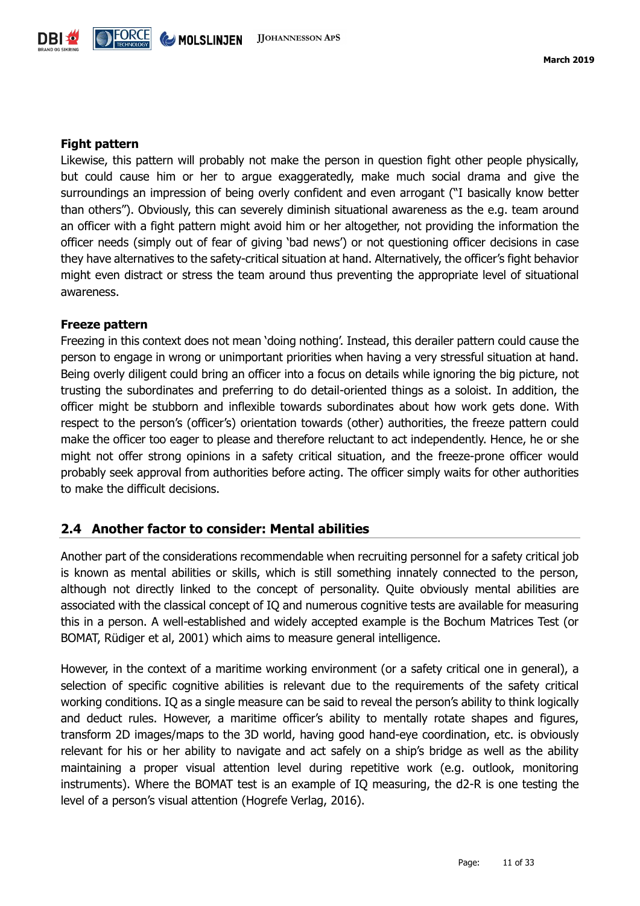**Fight pattern**

Likewise, this pattern will probably not make the person in question fight other people physically, but could cause him or her to argue exaggeratedly, make much social drama and give the surroundings an impression of being overly confident and even arrogant ("I basically know better than others"). Obviously, this can severely diminish situational awareness as the e.g. team around an officer with a fight pattern might avoid him or her altogether, not providing the information the officer needs (simply out of fear of giving 'bad news') or not questioning officer decisions in case they have alternatives to the safety-critical situation at hand. Alternatively, the officer's fight behavior might even distract or stress the team around thus preventing the appropriate level of situational awareness.

**Freeze pattern**

Freezing in this context does not mean 'doing nothing'. Instead, this derailer pattern could cause the person to engage in wrong or unimportant priorities when having a very stressful situation at hand. Being overly diligent could bring an officer into a focus on details while ignoring the big picture, not trusting the subordinates and preferring to do detail-oriented things as a soloist. In addition, the officer might be stubborn and inflexible towards subordinates about how work gets done. With respect to the person's (officer's) orientation towards (other) authorities, the freeze pattern could make the officer too eager to please and therefore reluctant to act independently. Hence, he or she might not offer strong opinions in a safety critical situation, and the freeze-prone officer would probably seek approval from authorities before acting. The officer simply waits for other authorities to make the difficult decisions.

## 2.4 Another factor to consider: Mental abilities

Another part of the considerations recommendable when recruiting personnel for a safety critical job is known as mental abilities or skills, which is still something innately connected to the person, although not directly linked to the concept of personality. Quite obviously mental abilities are associated with the classical concept of IQ and numerous cognitive tests are available for measuring this in a person. A well-established and widely accepted example is the Bochum Matrices Test (or BOMAT, Rüdiger et al, 2001) which aims to measure general intelligence.

However, in the context of a maritime working environment (or a safety critical one in general), a selection of specific cognitive abilities is relevant due to the requirements of the safety critical working conditions. IQ as a single measure can be said to reveal the person's ability to think logically and deduct rules. However, a maritime officer's ability to mentally rotate shapes and figures, transform 2D images/maps to the 3D world, having good hand-eye coordination, etc. is obviously relevant for his or her ability to navigate and act safely on a ship's bridge as well as the ability maintaining a proper visual attention level during repetitive work (e.g. outlook, monitoring instruments). Where the BOMAT test is an example of IQ measuring, the d2-R is one testing the level of a person's visual attention (Hogrefe Verlag, 2016).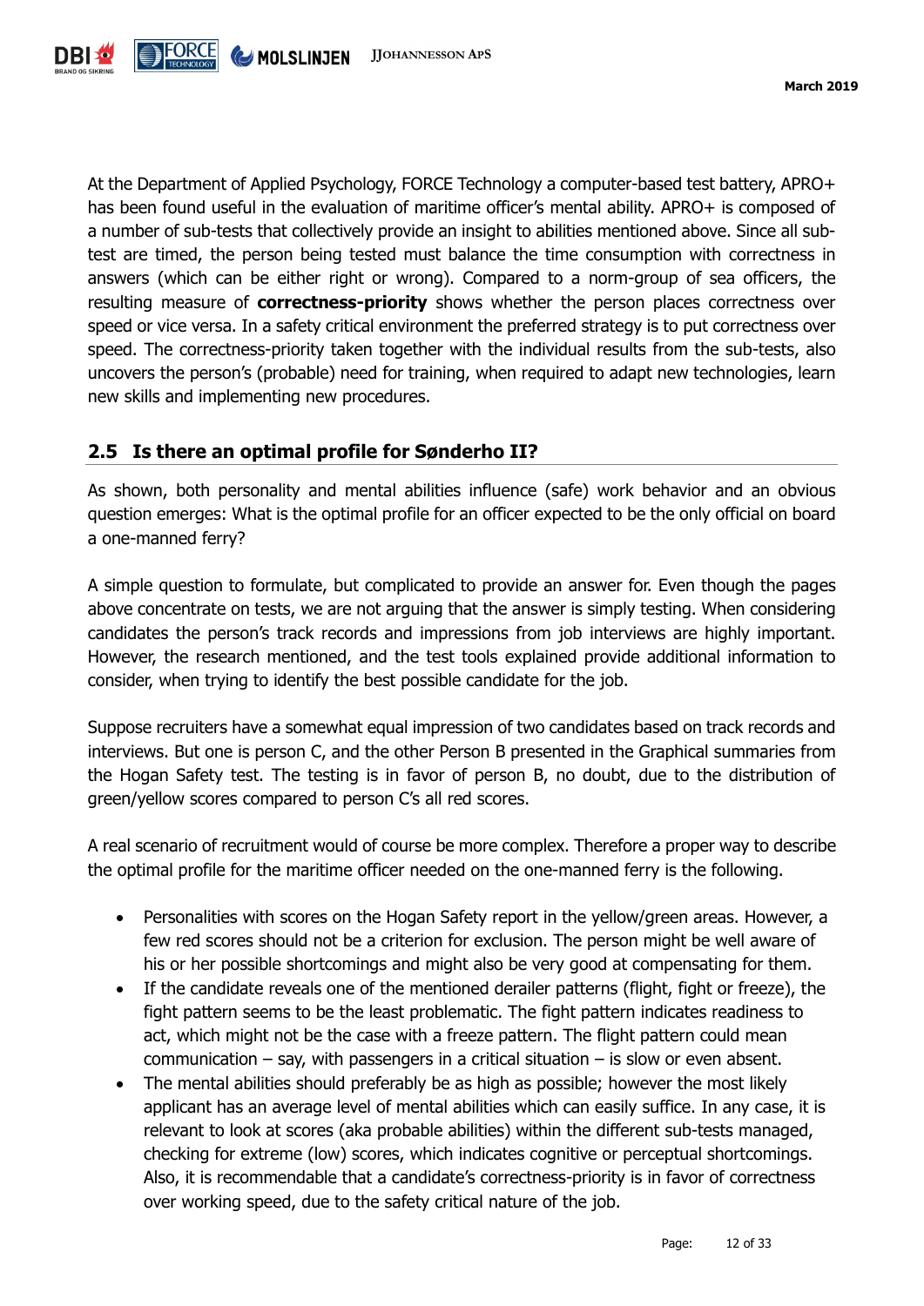At the Department of Applied Psychology, FORCE Technology a computer-based test battery, APRO+ has been found useful in the evaluation of maritime officer's mental ability. APRO+ is composed of a number of sub-tests that collectively provide an insight to abilities mentioned above. Since all sub-test are timed, the person being tested must balance the time consumption with correctness in answers (which can be either right or wrong). Compared to a norm-group of sea officers, the resulting measure of **correctness-priority** shows whether the person places correctness over speed or vice versa. In a safety critical environment the preferred strategy is to put correctness over speed. The correctness-priority taken together with the individual results from the sub-tests, also uncovers the person's (probable) need for training, when required to adapt new technologies, learn new skills and implementing new procedures.

## 2.5 Is there an optimal profile for Sønderho II?

As shown, both personality and mental abilities influence (safe) work behavior and an obvious question emerges: What is the optimal profile for an officer expected to be the only official on board a one-manned ferry?

A simple question to formulate, but complicated to provide an answer for. Even though the pages above concentrate on tests, we are not arguing that the answer is simply testing. When considering candidates the person's track records and impressions from job interviews are highly important. However, the research mentioned, and the test tools explained provide additional information to consider, when trying to identify the best possible candidate for the job.

Suppose recruiters have a somewhat equal impression of two candidates based on track records and interviews. But one is person C, and the other Person B presented in the Graphical summaries from the Hogan Safety test. The testing is in favor of person B, no doubt, due to the distribution of green/yellow scores compared to person C's all red scores.

A real scenario of recruitment would of course be more complex. Therefore a proper way to describe the optimal profile for the maritime officer needed on the one-manned ferry is the following.

- Personalities with scores on the Hogan Safety report in the yellow/green areas. However, a few red scores should not be a criterion for exclusion. The person might be well aware of his or her possible shortcomings and might also be very good at compensating for them.
- If the candidate reveals one of the mentioned derailer patterns (flight, fight or freeze), the fight pattern seems to be the least problematic. The fight pattern indicates readiness to act, which might not be the case with a freeze pattern. The flight pattern could mean communication – say, with passengers in a critical situation – is slow or even absent.
- The mental abilities should preferably be as high as possible; however the most likely applicant has an average level of mental abilities which can easily suffice. In any case, it is relevant to look at scores (aka probable abilities) within the different sub-tests managed, checking for extreme (low) scores, which indicates cognitive or perceptual shortcomings. Also, it is recommendable that a candidate's correctness-priority is in favor of correctness over working speed, due to the safety critical nature of the job.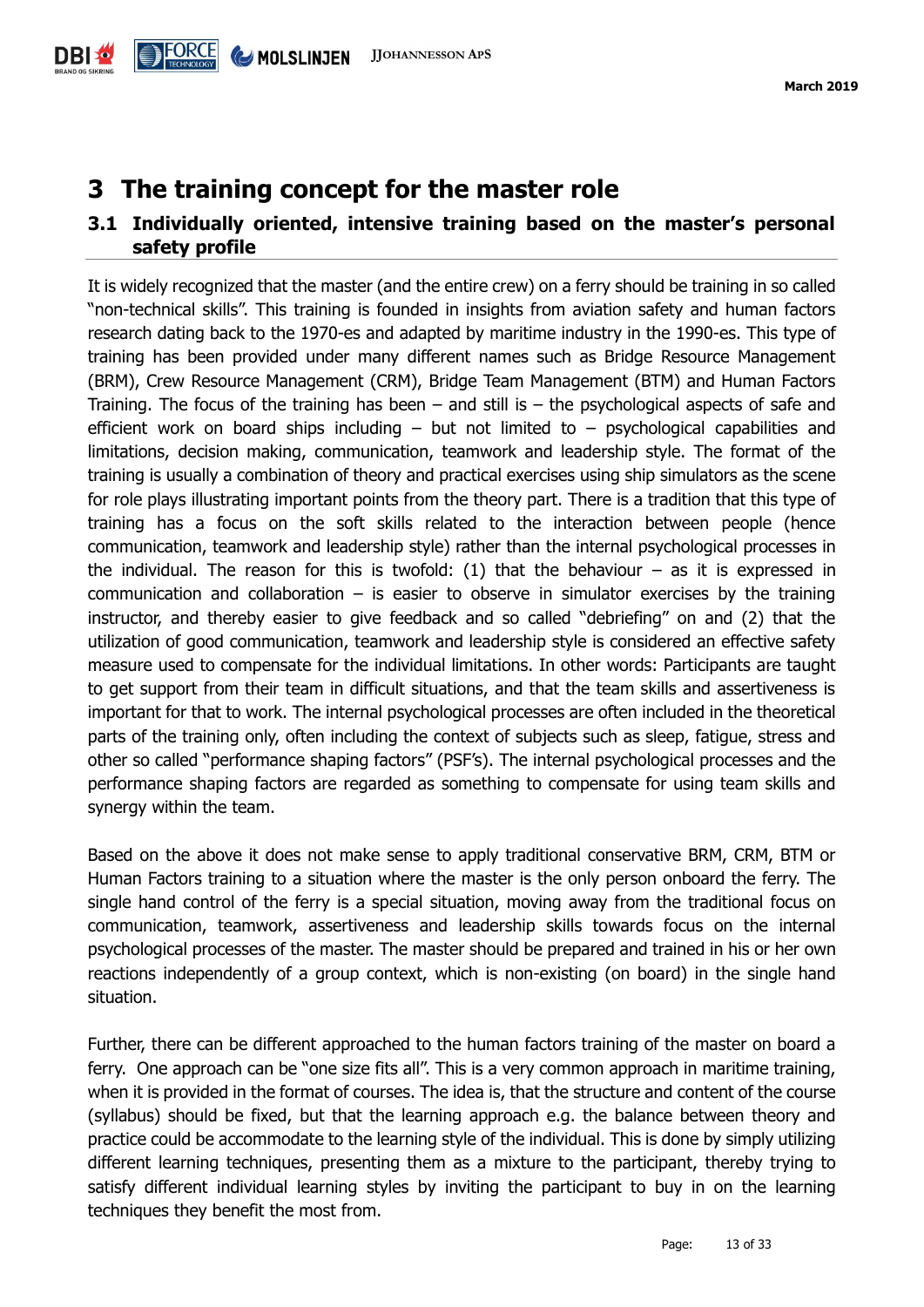# 3 The training concept for the master role

## 3.1 Individually oriented, intensive training based on the master's personal safety profile

It is widely recognized that the master (and the entire crew) on a ferry should be training in so called "non-technical skills". This training is founded in insights from aviation safety and human factors research dating back to the 1970-es and adapted by maritime industry in the 1990-es. This type of training has been provided under many different names such as Bridge Resource Management (BRM), Crew Resource Management (CRM), Bridge Team Management (BTM) and Human Factors Training. The focus of the training has been – and still is – the psychological aspects of safe and efficient work on board ships including – but not limited to – psychological capabilities and limitations, decision making, communication, teamwork and leadership style. The format of the training is usually a combination of theory and practical exercises using ship simulators as the scene for role plays illustrating important points from the theory part. There is a tradition that this type of training has a focus on the soft skills related to the interaction between people (hence communication, teamwork and leadership style) rather than the internal psychological processes in the individual. The reason for this is twofold: (1) that the behaviour – as it is expressed in communication and collaboration – is easier to observe in simulator exercises by the training instructor, and thereby easier to give feedback and so called "debriefing" on and (2) that the utilization of good communication, teamwork and leadership style is considered an effective safety measure used to compensate for the individual limitations. In other words: Participants are taught to get support from their team in difficult situations, and that the team skills and assertiveness is important for that to work. The internal psychological processes are often included in the theoretical parts of the training only, often including the context of subjects such as sleep, fatigue, stress and other so called "performance shaping factors" (PSF's). The internal psychological processes and the performance shaping factors are regarded as something to compensate for using team skills and synergy within the team.

Based on the above it does not make sense to apply traditional conservative BRM, CRM, BTM or Human Factors training to a situation where the master is the only person onboard the ferry. The single hand control of the ferry is a special situation, moving away from the traditional focus on communication, teamwork, assertiveness and leadership skills towards focus on the internal psychological processes of the master. The master should be prepared and trained in his or her own reactions independently of a group context, which is non-existing (on board) in the single hand situation.

Further, there can be different approached to the human factors training of the master on board a ferry. One approach can be "one size fits all". This is a very common approach in maritime training, when it is provided in the format of courses. The idea is, that the structure and content of the course (syllabus) should be fixed, but that the learning approach e.g. the balance between theory and practice could be accommodate to the learning style of the individual. This is done by simply utilizing different learning techniques, presenting them as a mixture to the participant, thereby trying to satisfy different individual learning styles by inviting the participant to buy in on the learning techniques they benefit the most from.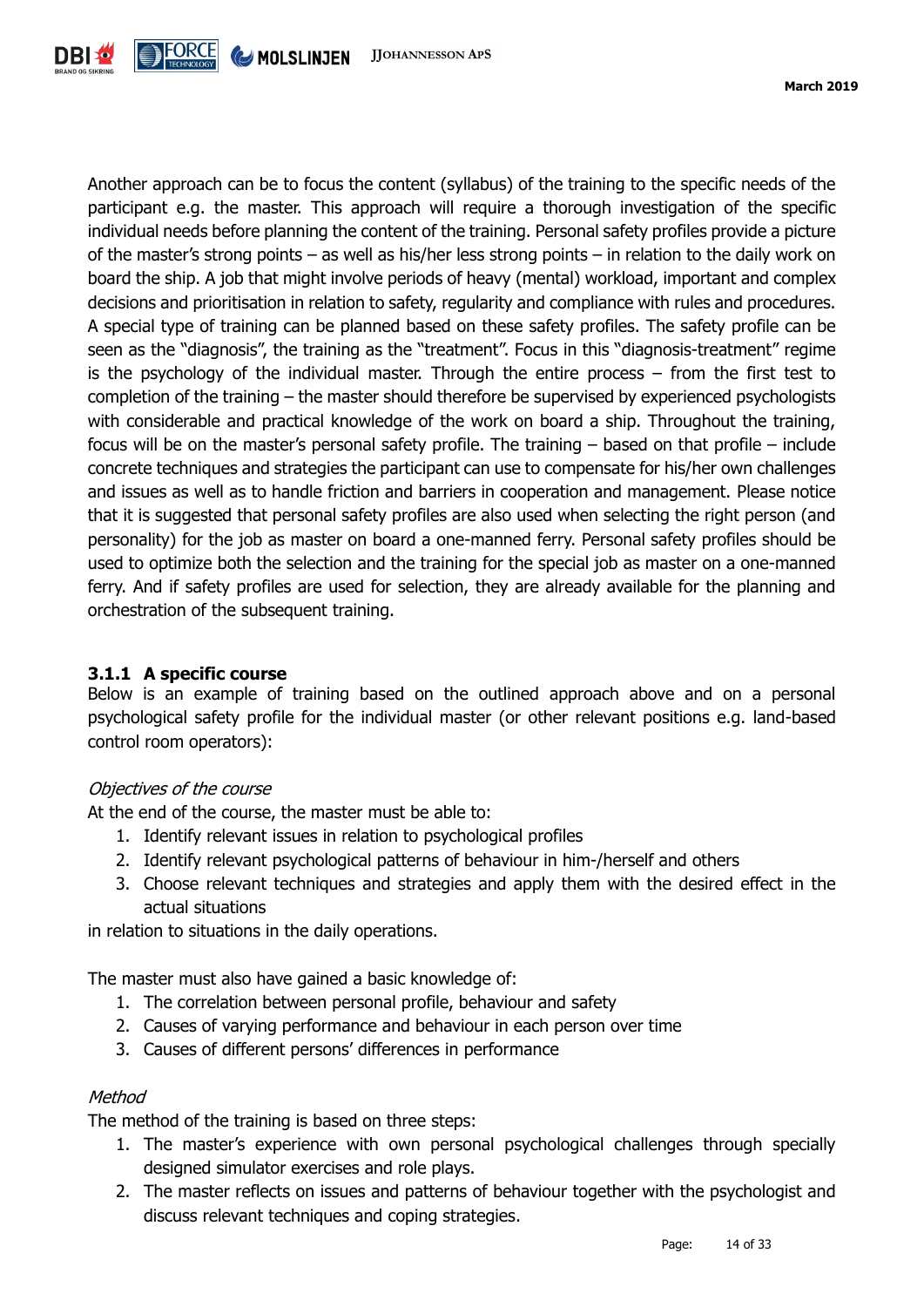Another approach can be to focus the content (syllabus) of the training to the specific needs of the participant e.g. the master. This approach will require a thorough investigation of the specific individual needs before planning the content of the training. Personal safety profiles provide a picture of the master's strong points – as well as his/her less strong points – in relation to the daily work on board the ship. A job that might involve periods of heavy (mental) workload, important and complex decisions and prioritisation in relation to safety, regularity and compliance with rules and procedures. A special type of training can be planned based on these safety profiles. The safety profile can be seen as the "diagnosis", the training as the "treatment". Focus in this "diagnosis-treatment" regime is the psychology of the individual master. Through the entire process – from the first test to completion of the training – the master should therefore be supervised by experienced psychologists with considerable and practical knowledge of the work on board a ship. Throughout the training, focus will be on the master's personal safety profile. The training – based on that profile – include concrete techniques and strategies the participant can use to compensate for his/her own challenges and issues as well as to handle friction and barriers in cooperation and management. Please notice that it is suggested that personal safety profiles are also used when selecting the right person (and personality) for the job as master on board a one-manned ferry. Personal safety profiles should be used to optimize both the selection and the training for the special job as master on a one-manned ferry. And if safety profiles are used for selection, they are already available for the planning and orchestration of the subsequent training.

### 3.1.1 A specific course

Below is an example of training based on the outlined approach above and on a personal psychological safety profile for the individual master (or other relevant positions e.g. land-based control room operators):

*Objectives of the course*

At the end of the course, the master must be able to:

1. Identify relevant issues in relation to psychological profiles
2. Identify relevant psychological patterns of behaviour in him-/herself and others
3. Choose relevant techniques and strategies and apply them with the desired effect in the actual situations

in relation to situations in the daily operations.

The master must also have gained a basic knowledge of:

1. The correlation between personal profile, behaviour and safety
2. Causes of varying performance and behaviour in each person over time
3. Causes of different persons' differences in performance

*Method*

The method of the training is based on three steps:

1. The master's experience with own personal psychological challenges through specially designed simulator exercises and role plays.
2. The master reflects on issues and patterns of behaviour together with the psychologist and discuss relevant techniques and coping strategies.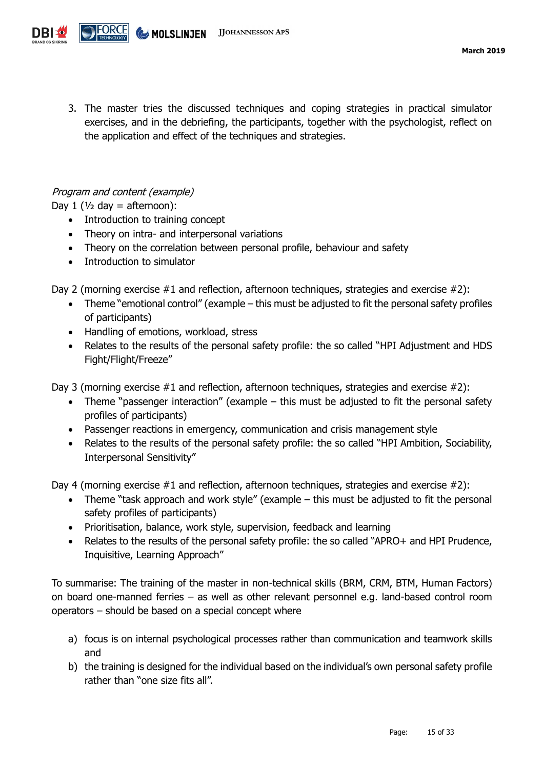3. The master tries the discussed techniques and coping strategies in practical simulator exercises, and in the debriefing, the participants, together with the psychologist, reflect on the application and effect of the techniques and strategies.

*Program and content (example)*

Day 1 (½ day = afternoon):

- Introduction to training concept
- Theory on intra- and interpersonal variations
- Theory on the correlation between personal profile, behaviour and safety
- Introduction to simulator

Day 2 (morning exercise #1 and reflection, afternoon techniques, strategies and exercise #2):

- Theme "emotional control" (example – this must be adjusted to fit the personal safety profiles of participants)
- Handling of emotions, workload, stress
- Relates to the results of the personal safety profile: the so called "HPI Adjustment and HDS Fight/Flight/Freeze"

Day 3 (morning exercise #1 and reflection, afternoon techniques, strategies and exercise #2):

- Theme "passenger interaction" (example – this must be adjusted to fit the personal safety profiles of participants)
- Passenger reactions in emergency, communication and crisis management style
- Relates to the results of the personal safety profile: the so called "HPI Ambition, Sociability, Interpersonal Sensitivity"

Day 4 (morning exercise #1 and reflection, afternoon techniques, strategies and exercise #2):

- Theme "task approach and work style" (example – this must be adjusted to fit the personal safety profiles of participants)
- Prioritisation, balance, work style, supervision, feedback and learning
- Relates to the results of the personal safety profile: the so called "APRO+ and HPI Prudence, Inquisitive, Learning Approach"

To summarise: The training of the master in non-technical skills (BRM, CRM, BTM, Human Factors) on board one-manned ferries – as well as other relevant personnel e.g. land-based control room operators – should be based on a special concept where

a) focus is on internal psychological processes rather than communication and teamwork skills and
b) the training is designed for the individual based on the individual's own personal safety profile rather than "one size fits all".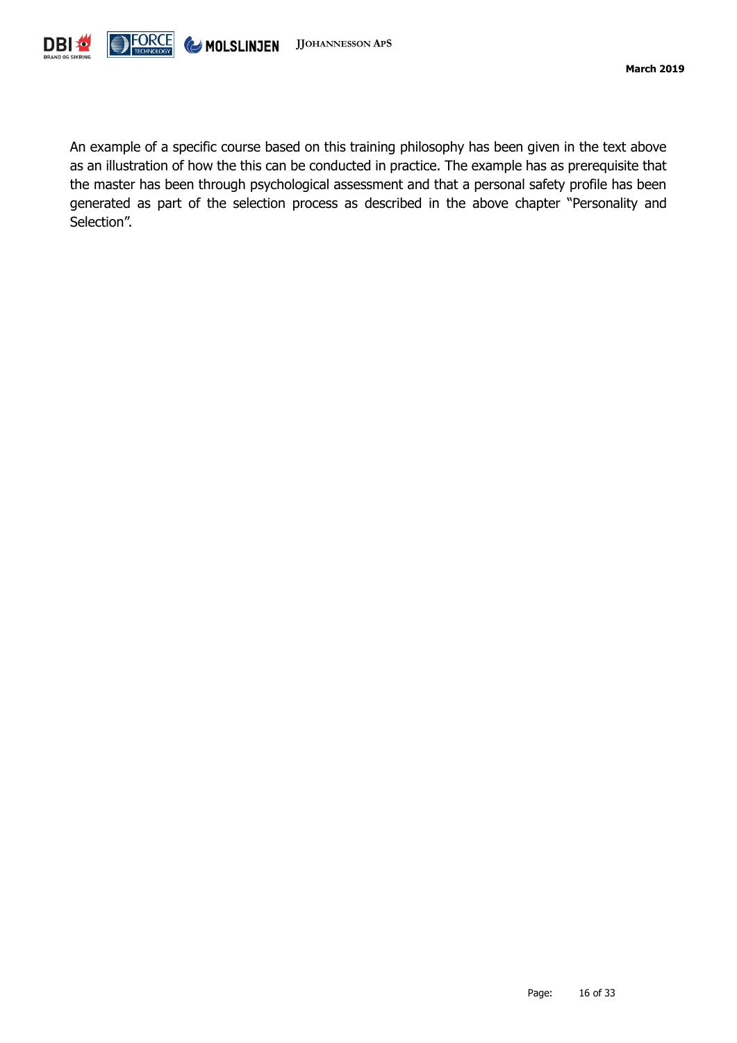An example of a specific course based on this training philosophy has been given in the text above as an illustration of how the this can be conducted in practice. The example has as prerequisite that the master has been through psychological assessment and that a personal safety profile has been generated as part of the selection process as described in the above chapter "Personality and Selection".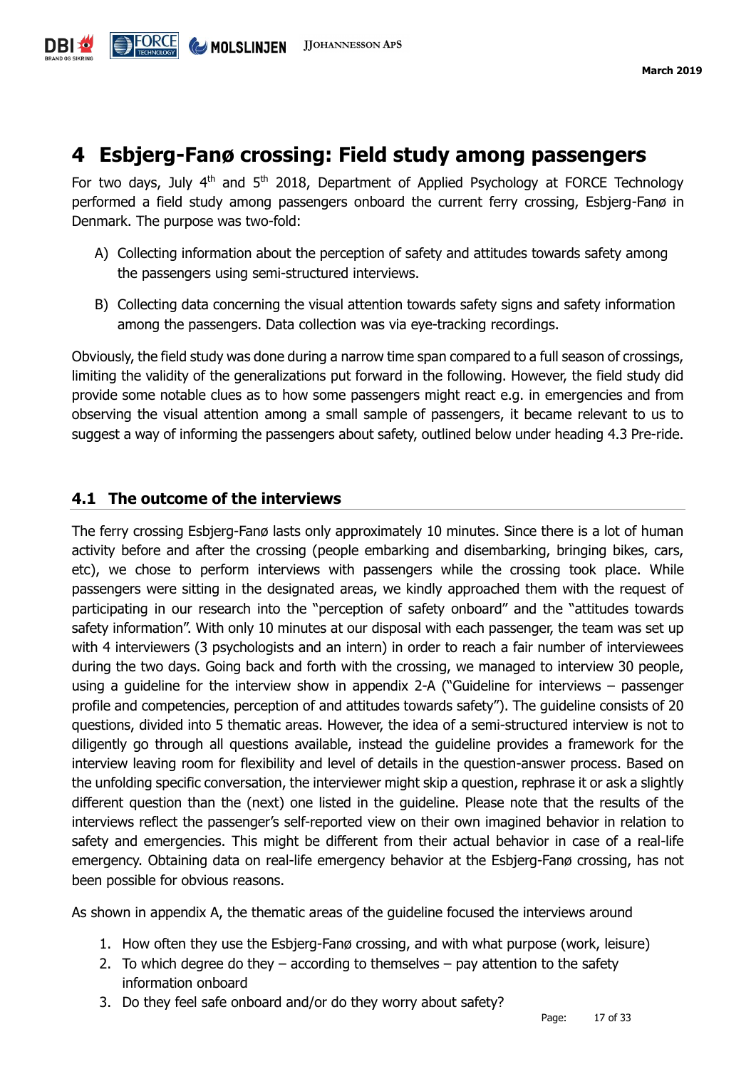# 4 Esbjerg-Fanø crossing: Field study among passengers

For two days, July 4th and 5th 2018, Department of Applied Psychology at FORCE Technology performed a field study among passengers onboard the current ferry crossing, Esbjerg-Fanø in Denmark. The purpose was two-fold:

A) Collecting information about the perception of safety and attitudes towards safety among the passengers using semi-structured interviews.

B) Collecting data concerning the visual attention towards safety signs and safety information among the passengers. Data collection was via eye-tracking recordings.

Obviously, the field study was done during a narrow time span compared to a full season of crossings, limiting the validity of the generalizations put forward in the following. However, the field study did provide some notable clues as to how some passengers might react e.g. in emergencies and from observing the visual attention among a small sample of passengers, it became relevant to us to suggest a way of informing the passengers about safety, outlined below under heading 4.3 Pre-ride.

## 4.1 The outcome of the interviews

The ferry crossing Esbjerg-Fanø lasts only approximately 10 minutes. Since there is a lot of human activity before and after the crossing (people embarking and disembarking, bringing bikes, cars, etc), we chose to perform interviews with passengers while the crossing took place. While passengers were sitting in the designated areas, we kindly approached them with the request of participating in our research into the "perception of safety onboard" and the "attitudes towards safety information". With only 10 minutes at our disposal with each passenger, the team was set up with 4 interviewers (3 psychologists and an intern) in order to reach a fair number of interviewees during the two days. Going back and forth with the crossing, we managed to interview 30 people, using a guideline for the interview show in appendix 2-A ("Guideline for interviews – passenger profile and competencies, perception of and attitudes towards safety"). The guideline consists of 20 questions, divided into 5 thematic areas. However, the idea of a semi-structured interview is not to diligently go through all questions available, instead the guideline provides a framework for the interview leaving room for flexibility and level of details in the question-answer process. Based on the unfolding specific conversation, the interviewer might skip a question, rephrase it or ask a slightly different question than the (next) one listed in the guideline. Please note that the results of the interviews reflect the passenger's self-reported view on their own imagined behavior in relation to safety and emergencies. This might be different from their actual behavior in case of a real-life emergency. Obtaining data on real-life emergency behavior at the Esbjerg-Fanø crossing, has not been possible for obvious reasons.

As shown in appendix A, the thematic areas of the guideline focused the interviews around

1. How often they use the Esbjerg-Fanø crossing, and with what purpose (work, leisure)
2. To which degree do they – according to themselves – pay attention to the safety information onboard
3. Do they feel safe onboard and/or do they worry about safety?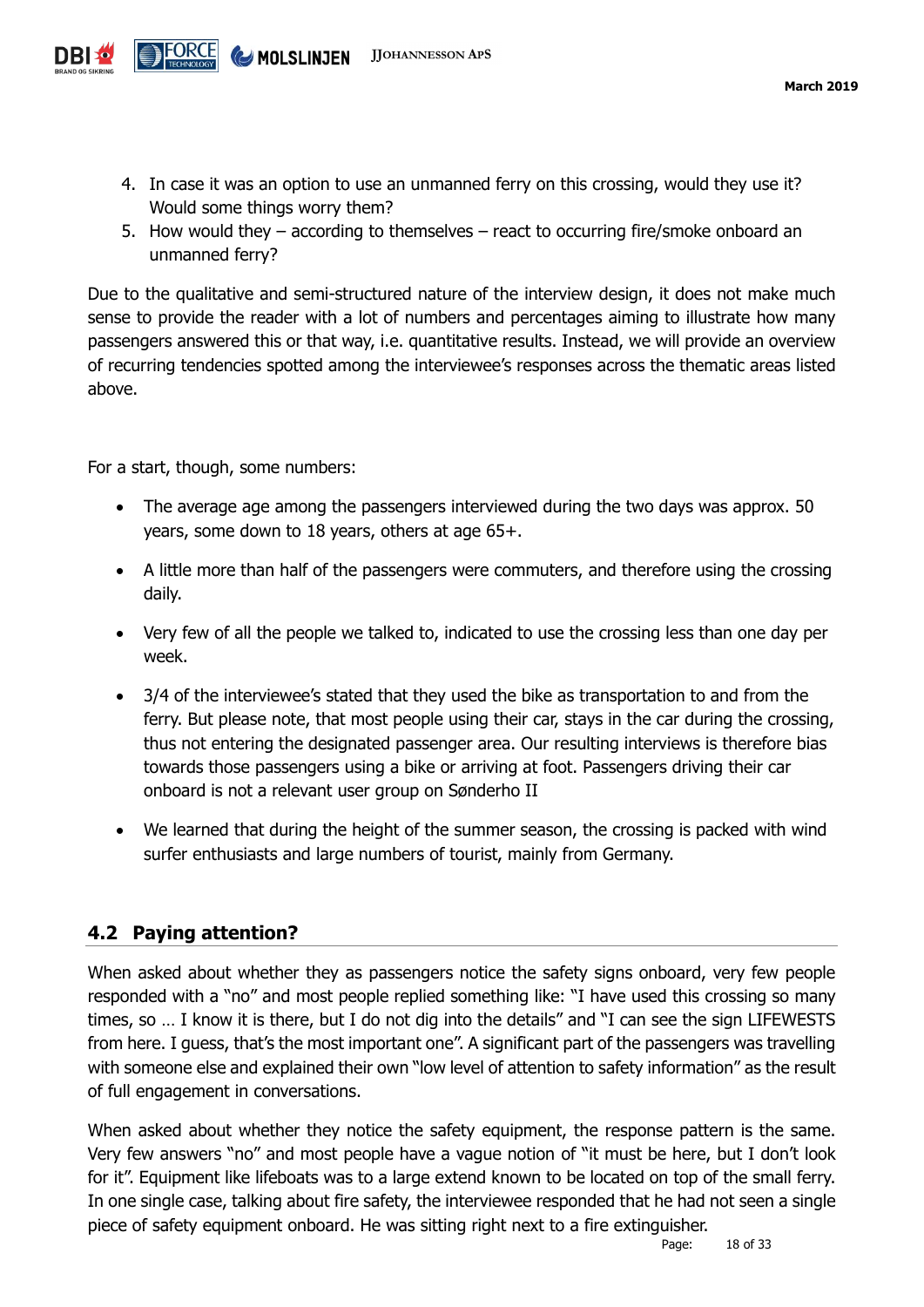4. In case it was an option to use an unmanned ferry on this crossing, would they use it? Would some things worry them?
5. How would they – according to themselves – react to occurring fire/smoke onboard an unmanned ferry?

Due to the qualitative and semi-structured nature of the interview design, it does not make much sense to provide the reader with a lot of numbers and percentages aiming to illustrate how many passengers answered this or that way, i.e. quantitative results. Instead, we will provide an overview of recurring tendencies spotted among the interviewee's responses across the thematic areas listed above.

For a start, though, some numbers:

- The average age among the passengers interviewed during the two days was approx. 50 years, some down to 18 years, others at age 65+.
- A little more than half of the passengers were commuters, and therefore using the crossing daily.
- Very few of all the people we talked to, indicated to use the crossing less than one day per week.
- 3/4 of the interviewee's stated that they used the bike as transportation to and from the ferry. But please note, that most people using their car, stays in the car during the crossing, thus not entering the designated passenger area. Our resulting interviews is therefore bias towards those passengers using a bike or arriving at foot. Passengers driving their car onboard is not a relevant user group on Sønderho II
- We learned that during the height of the summer season, the crossing is packed with wind surfer enthusiasts and large numbers of tourist, mainly from Germany.

## 4.2 Paying attention?

When asked about whether they as passengers notice the safety signs onboard, very few people responded with a "no" and most people replied something like: "I have used this crossing so many times, so … I know it is there, but I do not dig into the details" and "I can see the sign LIFEWESTS from here. I guess, that's the most important one". A significant part of the passengers was travelling with someone else and explained their own "low level of attention to safety information" as the result of full engagement in conversations.

When asked about whether they notice the safety equipment, the response pattern is the same. Very few answers "no" and most people have a vague notion of "it must be here, but I don't look for it". Equipment like lifeboats was to a large extend known to be located on top of the small ferry. In one single case, talking about fire safety, the interviewee responded that he had not seen a single piece of safety equipment onboard. He was sitting right next to a fire extinguisher.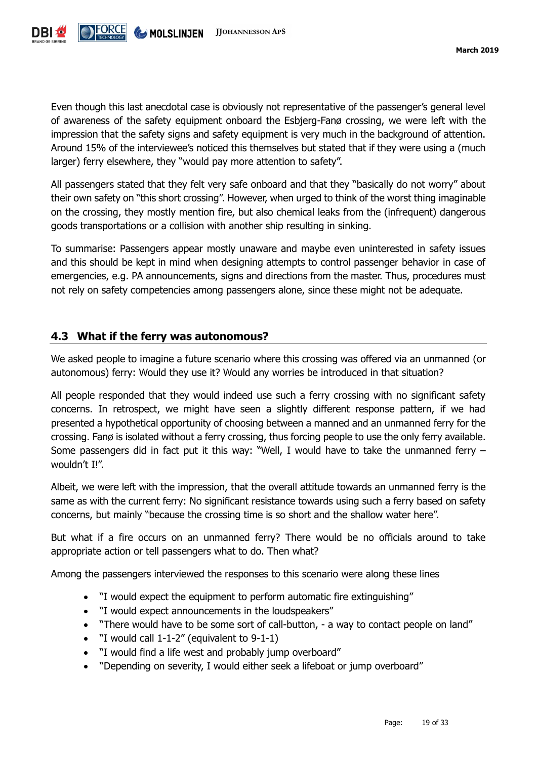Even though this last anecdotal case is obviously not representative of the passenger's general level of awareness of the safety equipment onboard the Esbjerg-Fanø crossing, we were left with the impression that the safety signs and safety equipment is very much in the background of attention. Around 15% of the interviewee's noticed this themselves but stated that if they were using a (much larger) ferry elsewhere, they "would pay more attention to safety".

All passengers stated that they felt very safe onboard and that they "basically do not worry" about their own safety on "this short crossing". However, when urged to think of the worst thing imaginable on the crossing, they mostly mention fire, but also chemical leaks from the (infrequent) dangerous goods transportations or a collision with another ship resulting in sinking.

To summarise: Passengers appear mostly unaware and maybe even uninterested in safety issues and this should be kept in mind when designing attempts to control passenger behavior in case of emergencies, e.g. PA announcements, signs and directions from the master. Thus, procedures must not rely on safety competencies among passengers alone, since these might not be adequate.

## 4.3 What if the ferry was autonomous?

We asked people to imagine a future scenario where this crossing was offered via an unmanned (or autonomous) ferry: Would they use it? Would any worries be introduced in that situation?

All people responded that they would indeed use such a ferry crossing with no significant safety concerns. In retrospect, we might have seen a slightly different response pattern, if we had presented a hypothetical opportunity of choosing between a manned and an unmanned ferry for the crossing. Fanø is isolated without a ferry crossing, thus forcing people to use the only ferry available. Some passengers did in fact put it this way: "Well, I would have to take the unmanned ferry – wouldn't I!".

Albeit, we were left with the impression, that the overall attitude towards an unmanned ferry is the same as with the current ferry: No significant resistance towards using such a ferry based on safety concerns, but mainly "because the crossing time is so short and the shallow water here".

But what if a fire occurs on an unmanned ferry? There would be no officials around to take appropriate action or tell passengers what to do. Then what?

Among the passengers interviewed the responses to this scenario were along these lines

- "I would expect the equipment to perform automatic fire extinguishing"
- "I would expect announcements in the loudspeakers"
- "There would have to be some sort of call-button, - a way to contact people on land"
- "I would call 1-1-2" (equivalent to 9-1-1)
- "I would find a life west and probably jump overboard"
- "Depending on severity, I would either seek a lifeboat or jump overboard"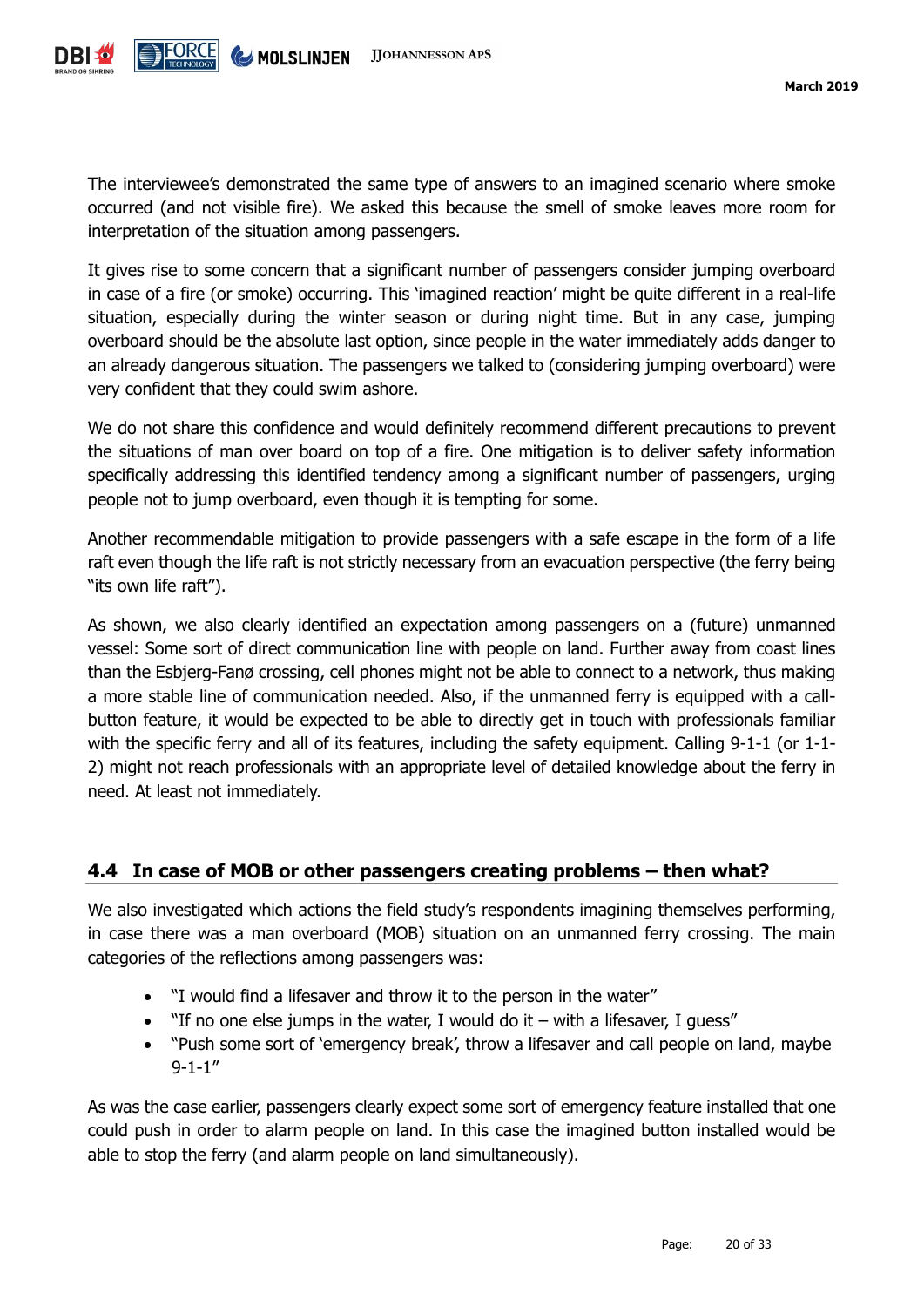The interviewee's demonstrated the same type of answers to an imagined scenario where smoke occurred (and not visible fire). We asked this because the smell of smoke leaves more room for interpretation of the situation among passengers.

It gives rise to some concern that a significant number of passengers consider jumping overboard in case of a fire (or smoke) occurring. This 'imagined reaction' might be quite different in a real-life situation, especially during the winter season or during night time. But in any case, jumping overboard should be the absolute last option, since people in the water immediately adds danger to an already dangerous situation. The passengers we talked to (considering jumping overboard) were very confident that they could swim ashore.

We do not share this confidence and would definitely recommend different precautions to prevent the situations of man over board on top of a fire. One mitigation is to deliver safety information specifically addressing this identified tendency among a significant number of passengers, urging people not to jump overboard, even though it is tempting for some.

Another recommendable mitigation to provide passengers with a safe escape in the form of a life raft even though the life raft is not strictly necessary from an evacuation perspective (the ferry being "its own life raft").

As shown, we also clearly identified an expectation among passengers on a (future) unmanned vessel: Some sort of direct communication line with people on land. Further away from coast lines than the Esbjerg-Fanø crossing, cell phones might not be able to connect to a network, thus making a more stable line of communication needed. Also, if the unmanned ferry is equipped with a call-button feature, it would be expected to be able to directly get in touch with professionals familiar with the specific ferry and all of its features, including the safety equipment. Calling 9-1-1 (or 1-1-2) might not reach professionals with an appropriate level of detailed knowledge about the ferry in need. At least not immediately.

## 4.4 In case of MOB or other passengers creating problems – then what?

We also investigated which actions the field study's respondents imagining themselves performing, in case there was a man overboard (MOB) situation on an unmanned ferry crossing. The main categories of the reflections among passengers was:

- "I would find a lifesaver and throw it to the person in the water"
- "If no one else jumps in the water, I would do it – with a lifesaver, I guess"
- "Push some sort of 'emergency break', throw a lifesaver and call people on land, maybe 9-1-1"

As was the case earlier, passengers clearly expect some sort of emergency feature installed that one could push in order to alarm people on land. In this case the imagined button installed would be able to stop the ferry (and alarm people on land simultaneously).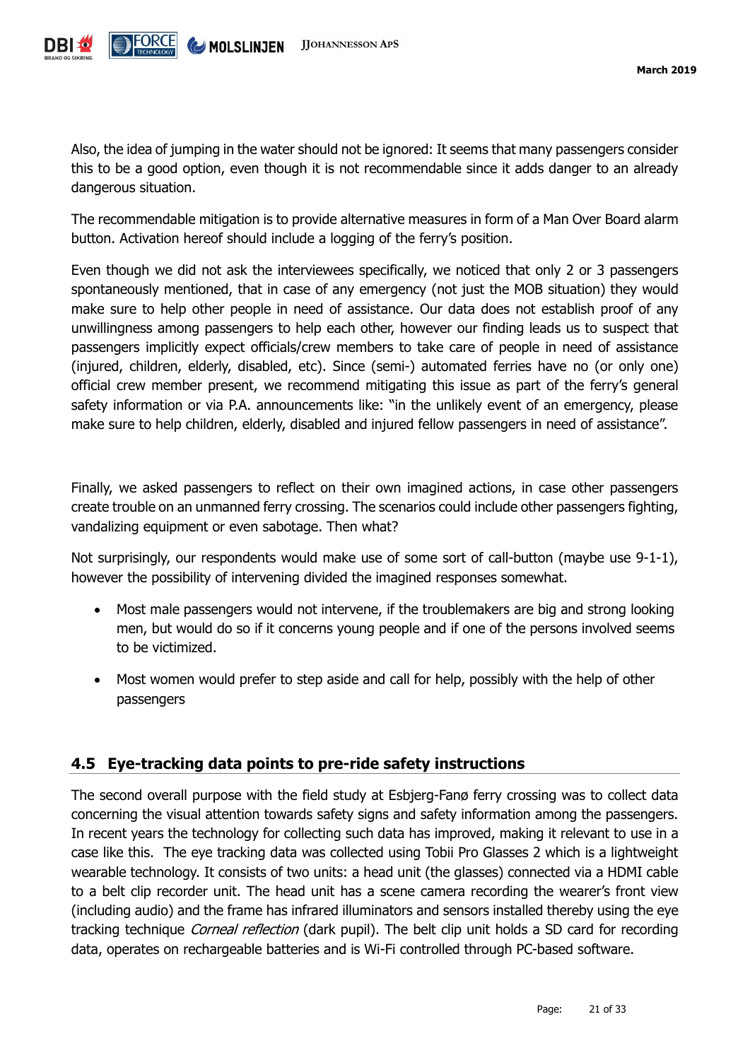Also, the idea of jumping in the water should not be ignored: It seems that many passengers consider this to be a good option, even though it is not recommendable since it adds danger to an already dangerous situation.

The recommendable mitigation is to provide alternative measures in form of a Man Over Board alarm button. Activation hereof should include a logging of the ferry's position.

Even though we did not ask the interviewees specifically, we noticed that only 2 or 3 passengers spontaneously mentioned, that in case of any emergency (not just the MOB situation) they would make sure to help other people in need of assistance. Our data does not establish proof of any unwillingness among passengers to help each other, however our finding leads us to suspect that passengers implicitly expect officials/crew members to take care of people in need of assistance (injured, children, elderly, disabled, etc). Since (semi-) automated ferries have no (or only one) official crew member present, we recommend mitigating this issue as part of the ferry's general safety information or via P.A. announcements like: "in the unlikely event of an emergency, please make sure to help children, elderly, disabled and injured fellow passengers in need of assistance".

Finally, we asked passengers to reflect on their own imagined actions, in case other passengers create trouble on an unmanned ferry crossing. The scenarios could include other passengers fighting, vandalizing equipment or even sabotage. Then what?

Not surprisingly, our respondents would make use of some sort of call-button (maybe use 9-1-1), however the possibility of intervening divided the imagined responses somewhat.

- Most male passengers would not intervene, if the troublemakers are big and strong looking men, but would do so if it concerns young people and if one of the persons involved seems to be victimized.
- Most women would prefer to step aside and call for help, possibly with the help of other passengers

## 4.5 Eye-tracking data points to pre-ride safety instructions

The second overall purpose with the field study at Esbjerg-Fanø ferry crossing was to collect data concerning the visual attention towards safety signs and safety information among the passengers. In recent years the technology for collecting such data has improved, making it relevant to use in a case like this. The eye tracking data was collected using Tobii Pro Glasses 2 which is a lightweight wearable technology. It consists of two units: a head unit (the glasses) connected via a HDMI cable to a belt clip recorder unit. The head unit has a scene camera recording the wearer's front view (including audio) and the frame has infrared illuminators and sensors installed thereby using the eye tracking technique *Corneal reflection* (dark pupil). The belt clip unit holds a SD card for recording data, operates on rechargeable batteries and is Wi-Fi controlled through PC-based software.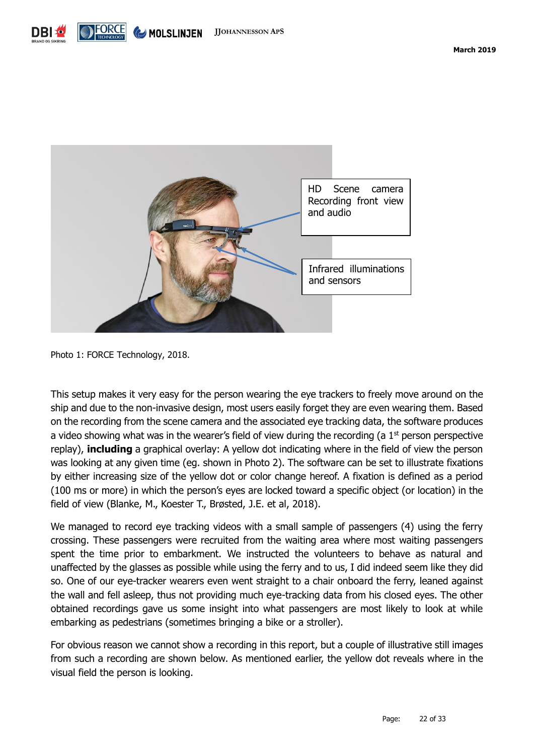HD Scene camera Recording front view and audio

Infrared illuminations and sensors

Photo 1: FORCE Technology, 2018.

This setup makes it very easy for the person wearing the eye trackers to freely move around on the ship and due to the non-invasive design, most users easily forget they are even wearing them. Based on the recording from the scene camera and the associated eye tracking data, the software produces a video showing what was in the wearer's field of view during the recording (a 1st person perspective replay), **including** a graphical overlay: A yellow dot indicating where in the field of view the person was looking at any given time (eg. shown in Photo 2). The software can be set to illustrate fixations by either increasing size of the yellow dot or color change hereof. A fixation is defined as a period (100 ms or more) in which the person's eyes are locked toward a specific object (or location) in the field of view (Blanke, M., Koester T., Brøsted, J.E. et al, 2018).

We managed to record eye tracking videos with a small sample of passengers (4) using the ferry crossing. These passengers were recruited from the waiting area where most waiting passengers spent the time prior to embarkment. We instructed the volunteers to behave as natural and unaffected by the glasses as possible while using the ferry and to us, I did indeed seem like they did so. One of our eye-tracker wearers even went straight to a chair onboard the ferry, leaned against the wall and fell asleep, thus not providing much eye-tracking data from his closed eyes. The other obtained recordings gave us some insight into what passengers are most likely to look at while embarking as pedestrians (sometimes bringing a bike or a stroller).

For obvious reason we cannot show a recording in this report, but a couple of illustrative still images from such a recording are shown below. As mentioned earlier, the yellow dot reveals where in the visual field the person is looking.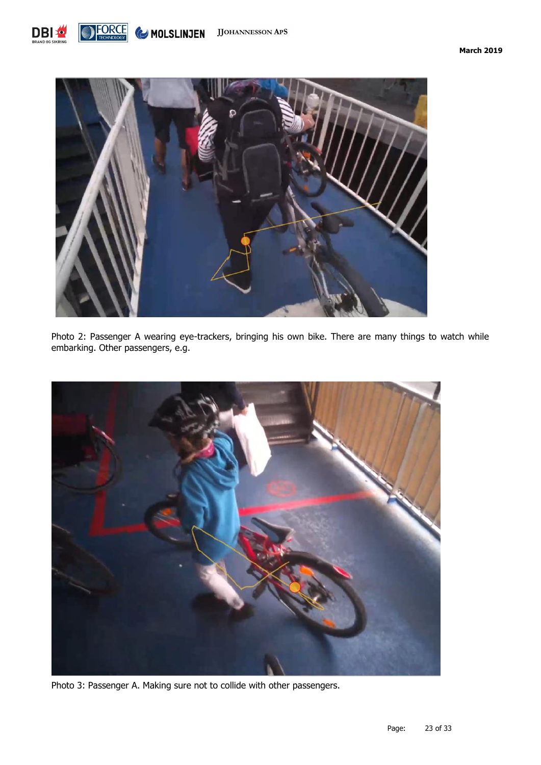Photo 2: Passenger A wearing eye-trackers, bringing his own bike. There are many things to watch while embarking. Other passengers, e.g.

Photo 3: Passenger A. Making sure not to collide with other passengers.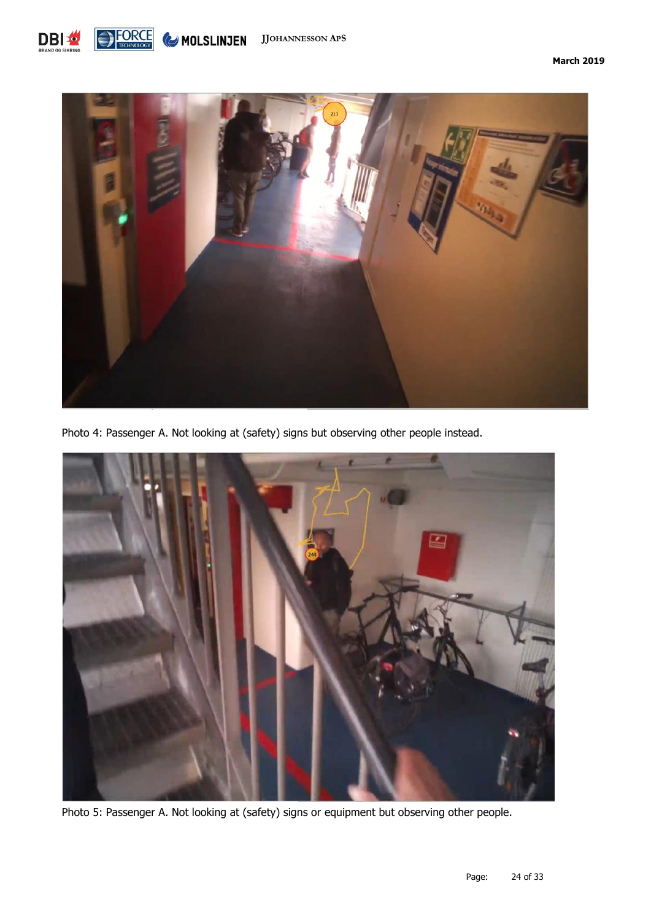Photo 4: Passenger A. Not looking at (safety) signs but observing other people instead.

Photo 5: Passenger A. Not looking at (safety) signs or equipment but observing other people.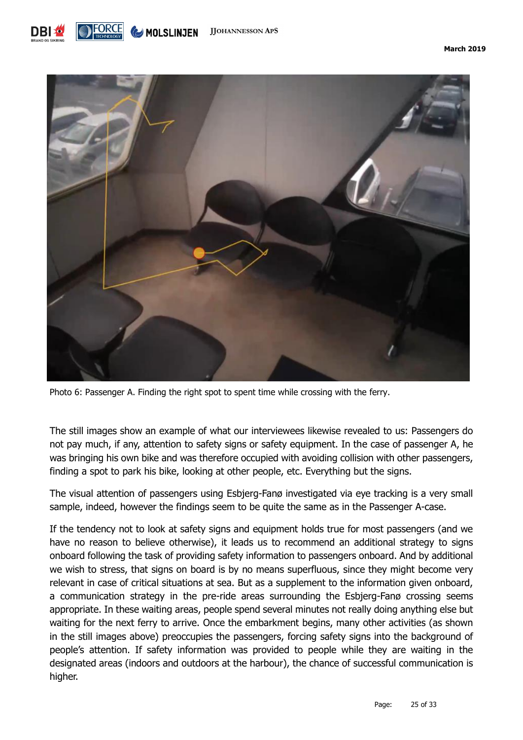Photo 6: Passenger A. Finding the right spot to spent time while crossing with the ferry.

The still images show an example of what our interviewees likewise revealed to us: Passengers do not pay much, if any, attention to safety signs or safety equipment. In the case of passenger A, he was bringing his own bike and was therefore occupied with avoiding collision with other passengers, finding a spot to park his bike, looking at other people, etc. Everything but the signs.

The visual attention of passengers using Esbjerg-Fanø investigated via eye tracking is a very small sample, indeed, however the findings seem to be quite the same as in the Passenger A-case.

If the tendency not to look at safety signs and equipment holds true for most passengers (and we have no reason to believe otherwise), it leads us to recommend an additional strategy to signs onboard following the task of providing safety information to passengers onboard. And by additional we wish to stress, that signs on board is by no means superfluous, since they might become very relevant in case of critical situations at sea. But as a supplement to the information given onboard, a communication strategy in the pre-ride areas surrounding the Esbjerg-Fanø crossing seems appropriate. In these waiting areas, people spend several minutes not really doing anything else but waiting for the next ferry to arrive. Once the embarkment begins, many other activities (as shown in the still images above) preoccupies the passengers, forcing safety signs into the background of people's attention. If safety information was provided to people while they are waiting in the designated areas (indoors and outdoors at the harbour), the chance of successful communication is higher.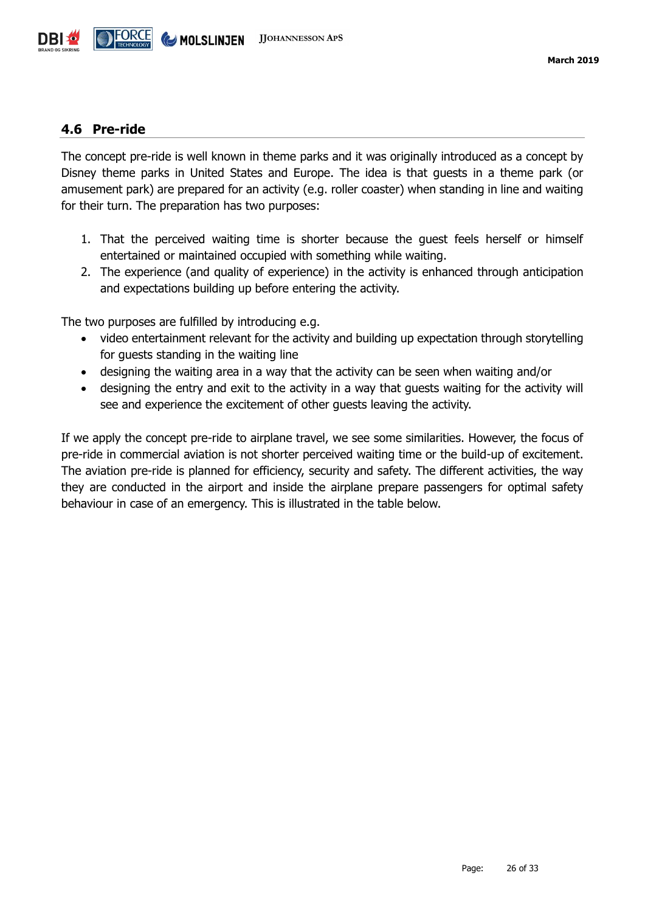## 4.6 Pre-ride

The concept pre-ride is well known in theme parks and it was originally introduced as a concept by Disney theme parks in United States and Europe. The idea is that guests in a theme park (or amusement park) are prepared for an activity (e.g. roller coaster) when standing in line and waiting for their turn. The preparation has two purposes:

1. That the perceived waiting time is shorter because the guest feels herself or himself entertained or maintained occupied with something while waiting.
2. The experience (and quality of experience) in the activity is enhanced through anticipation and expectations building up before entering the activity.

The two purposes are fulfilled by introducing e.g.

- video entertainment relevant for the activity and building up expectation through storytelling for guests standing in the waiting line
- designing the waiting area in a way that the activity can be seen when waiting and/or
- designing the entry and exit to the activity in a way that guests waiting for the activity will see and experience the excitement of other guests leaving the activity.

If we apply the concept pre-ride to airplane travel, we see some similarities. However, the focus of pre-ride in commercial aviation is not shorter perceived waiting time or the build-up of excitement. The aviation pre-ride is planned for efficiency, security and safety. The different activities, the way they are conducted in the airport and inside the airplane prepare passengers for optimal safety behaviour in case of an emergency. This is illustrated in the table below.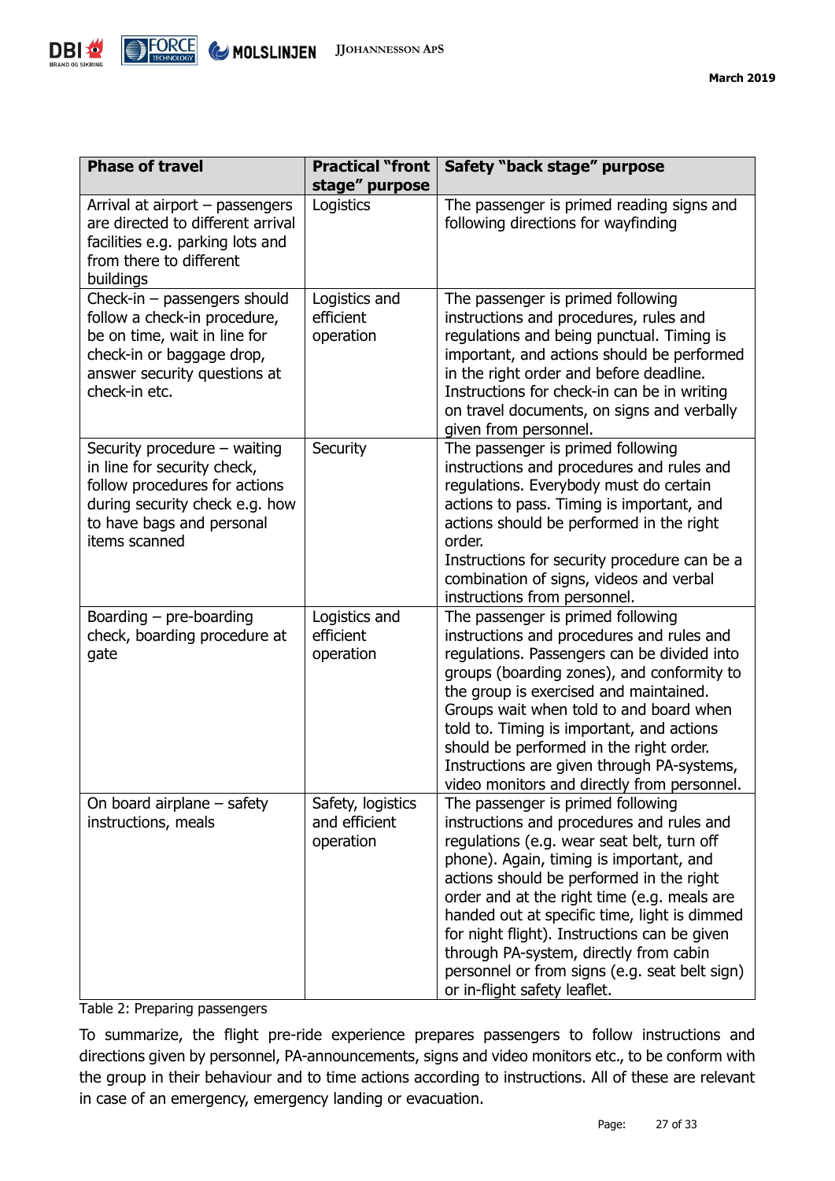| Phase of travel | Practical "front stage" purpose | Safety "back stage" purpose |
|---|---|---|
| Arrival at airport – passengers are directed to different arrival facilities e.g. parking lots and from there to different buildings | Logistics | The passenger is primed reading signs and following directions for wayfinding |
| Check-in – passengers should follow a check-in procedure, be on time, wait in line for check-in or baggage drop, answer security questions at check-in etc. | Logistics and efficient operation | The passenger is primed following instructions and procedures, rules and regulations and being punctual. Timing is important, and actions should be performed in the right order and before deadline. Instructions for check-in can be in writing on travel documents, on signs and verbally given from personnel. |
| Security procedure – waiting in line for security check, follow procedures for actions during security check e.g. how to have bags and personal items scanned | Security | The passenger is primed following instructions and procedures and rules and regulations. Everybody must do certain actions to pass. Timing is important, and actions should be performed in the right order. Instructions for security procedure can be a combination of signs, videos and verbal instructions from personnel. |
| Boarding – pre-boarding check, boarding procedure at gate | Logistics and efficient operation | The passenger is primed following instructions and procedures and rules and regulations. Passengers can be divided into groups (boarding zones), and conformity to the group is exercised and maintained. Groups wait when told to and board when told to. Timing is important, and actions should be performed in the right order. Instructions are given through PA-systems, video monitors and directly from personnel. |
| On board airplane – safety instructions, meals | Safety, logistics and efficient operation | The passenger is primed following instructions and procedures and rules and regulations (e.g. wear seat belt, turn off phone). Again, timing is important, and actions should be performed in the right order and at the right time (e.g. meals are handed out at specific time, light is dimmed for night flight). Instructions can be given through PA-system, directly from cabin personnel or from signs (e.g. seat belt sign) or in-flight safety leaflet. |

Table 2: Preparing passengers

To summarize, the flight pre-ride experience prepares passengers to follow instructions and directions given by personnel, PA-announcements, signs and video monitors etc., to be conform with the group in their behaviour and to time actions according to instructions. All of these are relevant in case of an emergency, emergency landing or evacuation.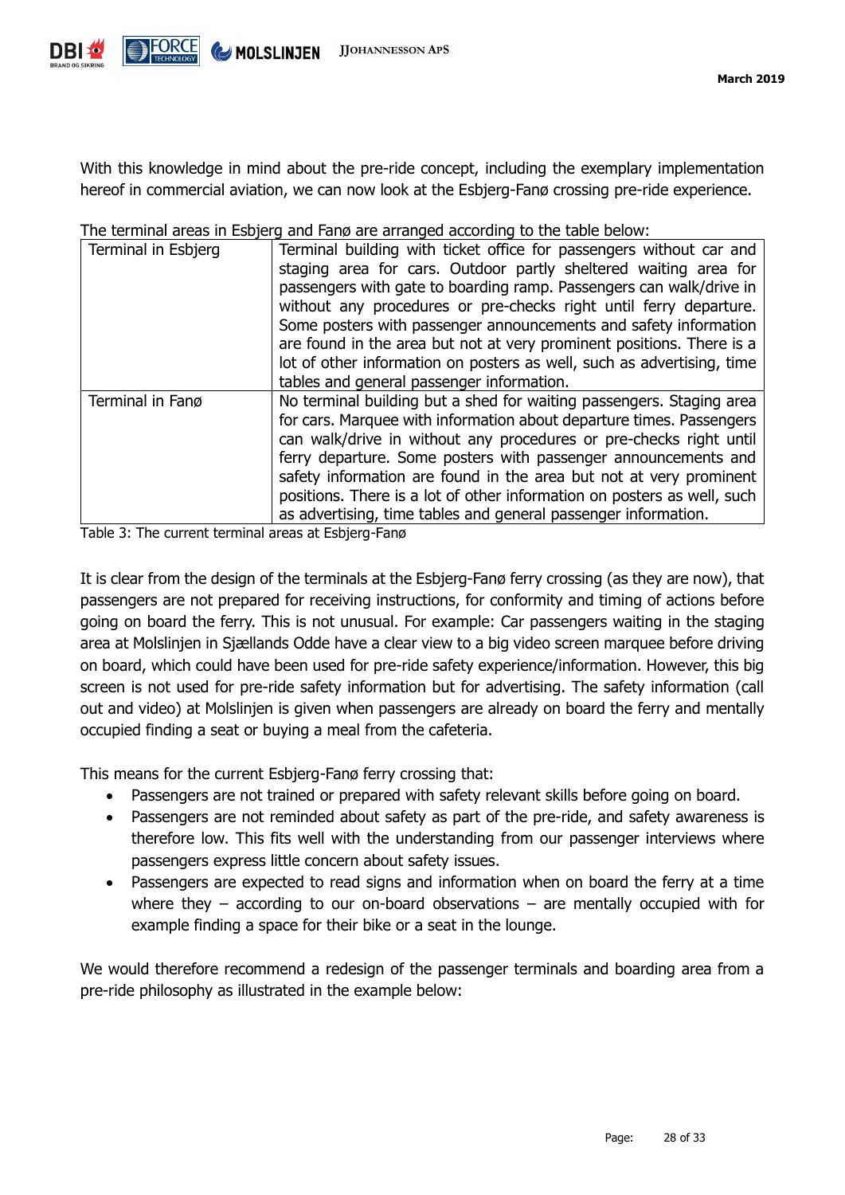With this knowledge in mind about the pre-ride concept, including the exemplary implementation hereof in commercial aviation, we can now look at the Esbjerg-Fanø crossing pre-ride experience.

The terminal areas in Esbjerg and Fanø are arranged according to the table below:

| | |
|---|---|
| Terminal in Esbjerg | Terminal building with ticket office for passengers without car and staging area for cars. Outdoor partly sheltered waiting area for passengers with gate to boarding ramp. Passengers can walk/drive in without any procedures or pre-checks right until ferry departure. Some posters with passenger announcements and safety information are found in the area but not at very prominent positions. There is a lot of other information on posters as well, such as advertising, time tables and general passenger information. |
| Terminal in Fanø | No terminal building but a shed for waiting passengers. Staging area for cars. Marquee with information about departure times. Passengers can walk/drive in without any procedures or pre-checks right until ferry departure. Some posters with passenger announcements and safety information are found in the area but not at very prominent positions. There is a lot of other information on posters as well, such as advertising, time tables and general passenger information. |

Table 3: The current terminal areas at Esbjerg-Fanø

It is clear from the design of the terminals at the Esbjerg-Fanø ferry crossing (as they are now), that passengers are not prepared for receiving instructions, for conformity and timing of actions before going on board the ferry. This is not unusual. For example: Car passengers waiting in the staging area at Molslinjen in Sjællands Odde have a clear view to a big video screen marquee before driving on board, which could have been used for pre-ride safety experience/information. However, this big screen is not used for pre-ride safety information but for advertising. The safety information (call out and video) at Molslinjen is given when passengers are already on board the ferry and mentally occupied finding a seat or buying a meal from the cafeteria.

This means for the current Esbjerg-Fanø ferry crossing that:

- Passengers are not trained or prepared with safety relevant skills before going on board.
- Passengers are not reminded about safety as part of the pre-ride, and safety awareness is therefore low. This fits well with the understanding from our passenger interviews where passengers express little concern about safety issues.
- Passengers are expected to read signs and information when on board the ferry at a time where they – according to our on-board observations – are mentally occupied with for example finding a space for their bike or a seat in the lounge.

We would therefore recommend a redesign of the passenger terminals and boarding area from a pre-ride philosophy as illustrated in the example below: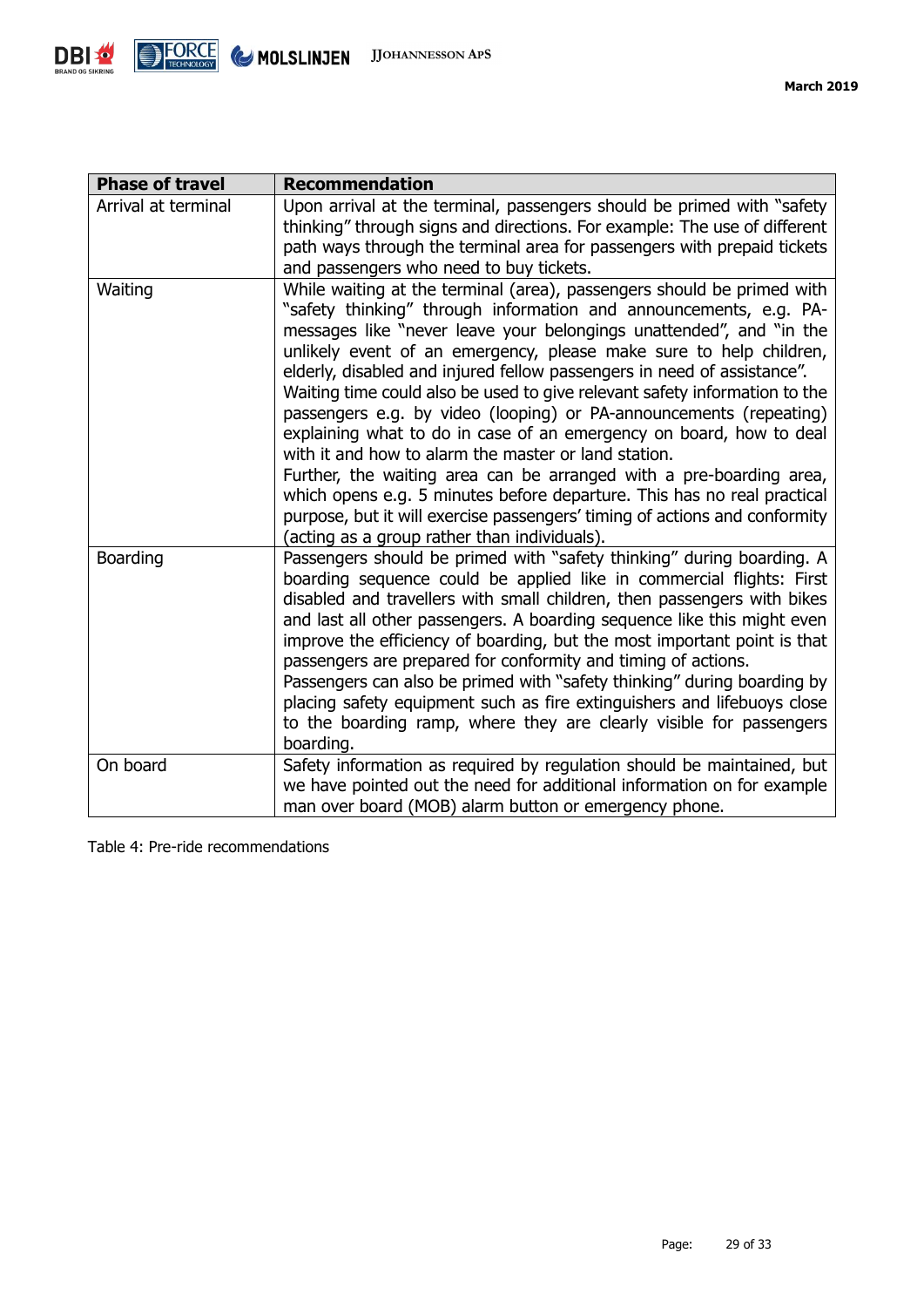| Phase of travel | Recommendation |
|---|---|
| Arrival at terminal | Upon arrival at the terminal, passengers should be primed with "safety thinking" through signs and directions. For example: The use of different path ways through the terminal area for passengers with prepaid tickets and passengers who need to buy tickets. |
| Waiting | While waiting at the terminal (area), passengers should be primed with "safety thinking" through information and announcements, e.g. PA-messages like "never leave your belongings unattended", and "in the unlikely event of an emergency, please make sure to help children, elderly, disabled and injured fellow passengers in need of assistance".<br>Waiting time could also be used to give relevant safety information to the passengers e.g. by video (looping) or PA-announcements (repeating) explaining what to do in case of an emergency on board, how to deal with it and how to alarm the master or land station.<br>Further, the waiting area can be arranged with a pre-boarding area, which opens e.g. 5 minutes before departure. This has no real practical purpose, but it will exercise passengers' timing of actions and conformity (acting as a group rather than individuals). |
| Boarding | Passengers should be primed with "safety thinking" during boarding. A boarding sequence could be applied like in commercial flights: First disabled and travellers with small children, then passengers with bikes and last all other passengers. A boarding sequence like this might even improve the efficiency of boarding, but the most important point is that passengers are prepared for conformity and timing of actions.<br>Passengers can also be primed with "safety thinking" during boarding by placing safety equipment such as fire extinguishers and lifebuoys close to the boarding ramp, where they are clearly visible for passengers boarding. |
| On board | Safety information as required by regulation should be maintained, but we have pointed out the need for additional information on for example man over board (MOB) alarm button or emergency phone. |

Table 4: Pre-ride recommendations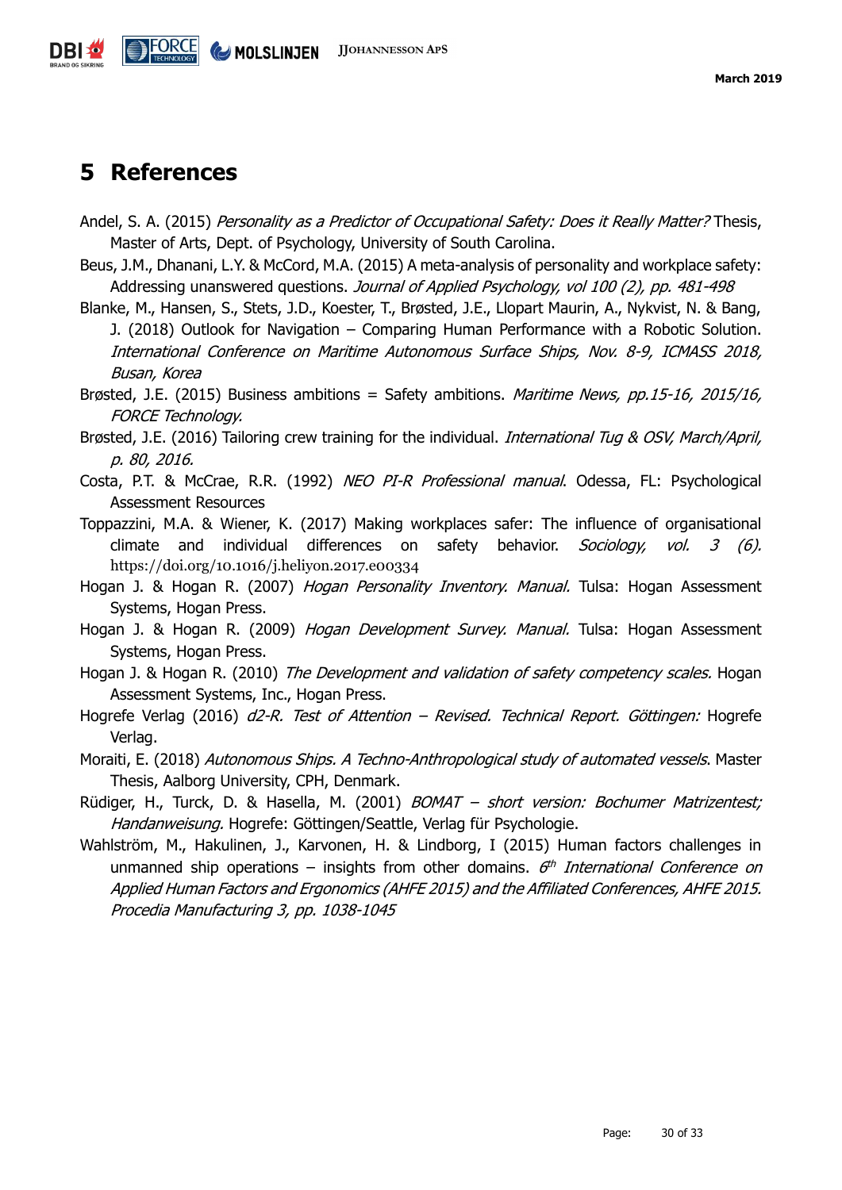# 5 References

Andel, S. A. (2015) *Personality as a Predictor of Occupational Safety: Does it Really Matter?* Thesis, Master of Arts, Dept. of Psychology, University of South Carolina.

Beus, J.M., Dhanani, L.Y. & McCord, M.A. (2015) A meta-analysis of personality and workplace safety: Addressing unanswered questions. *Journal of Applied Psychology, vol 100 (2), pp. 481-498*

Blanke, M., Hansen, S., Stets, J.D., Koester, T., Brøsted, J.E., Llopart Maurin, A., Nykvist, N. & Bang, J. (2018) Outlook for Navigation – Comparing Human Performance with a Robotic Solution. *International Conference on Maritime Autonomous Surface Ships, Nov. 8-9, ICMASS 2018, Busan, Korea*

Brøsted, J.E. (2015) Business ambitions = Safety ambitions. *Maritime News, pp.15-16, 2015/16, FORCE Technology.*

Brøsted, J.E. (2016) Tailoring crew training for the individual. *International Tug & OSV, March/April, p. 80, 2016.*

Costa, P.T. & McCrae, R.R. (1992) *NEO PI-R Professional manual*. Odessa, FL: Psychological Assessment Resources

Toppazzini, M.A. & Wiener, K. (2017) Making workplaces safer: The influence of organisational climate and individual differences on safety behavior. *Sociology, vol. 3 (6).* https://doi.org/10.1016/j.heliyon.2017.e00334

Hogan J. & Hogan R. (2007) *Hogan Personality Inventory. Manual.* Tulsa: Hogan Assessment Systems, Hogan Press.

Hogan J. & Hogan R. (2009) *Hogan Development Survey. Manual.* Tulsa: Hogan Assessment Systems, Hogan Press.

Hogan J. & Hogan R. (2010) *The Development and validation of safety competency scales.* Hogan Assessment Systems, Inc., Hogan Press.

Hogrefe Verlag (2016) *d2-R. Test of Attention – Revised. Technical Report. Göttingen:* Hogrefe Verlag.

Moraiti, E. (2018) *Autonomous Ships. A Techno-Anthropological study of automated vessels*. Master Thesis, Aalborg University, CPH, Denmark.

Rüdiger, H., Turck, D. & Hasella, M. (2001) *BOMAT – short version: Bochumer Matrizentest; Handanweisung.* Hogrefe: Göttingen/Seattle, Verlag für Psychologie.

Wahlström, M., Hakulinen, J., Karvonen, H. & Lindborg, I (2015) Human factors challenges in unmanned ship operations – insights from other domains. *6th International Conference on Applied Human Factors and Ergonomics (AHFE 2015) and the Affiliated Conferences, AHFE 2015. Procedia Manufacturing 3, pp. 1038-1045*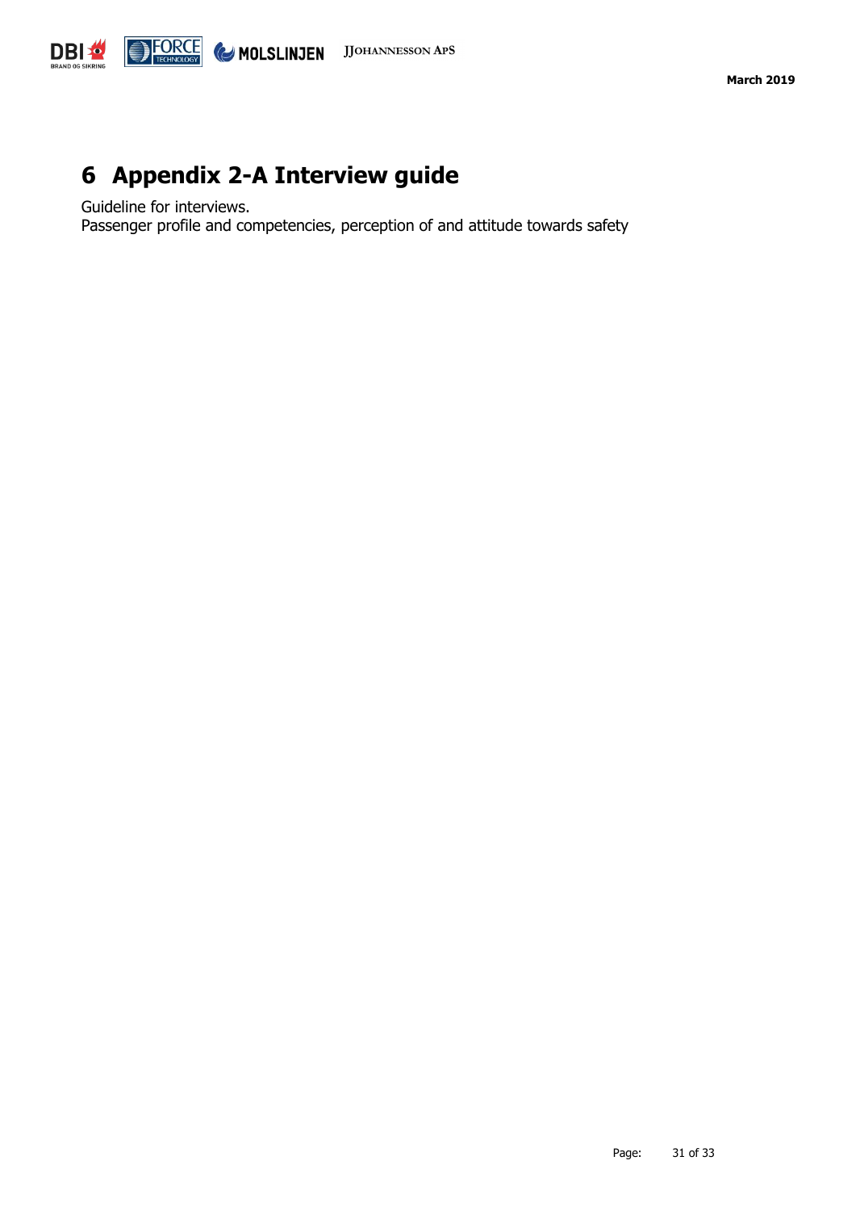# 6 Appendix 2-A Interview guide

Guideline for interviews.
Passenger profile and competencies, perception of and attitude towards safety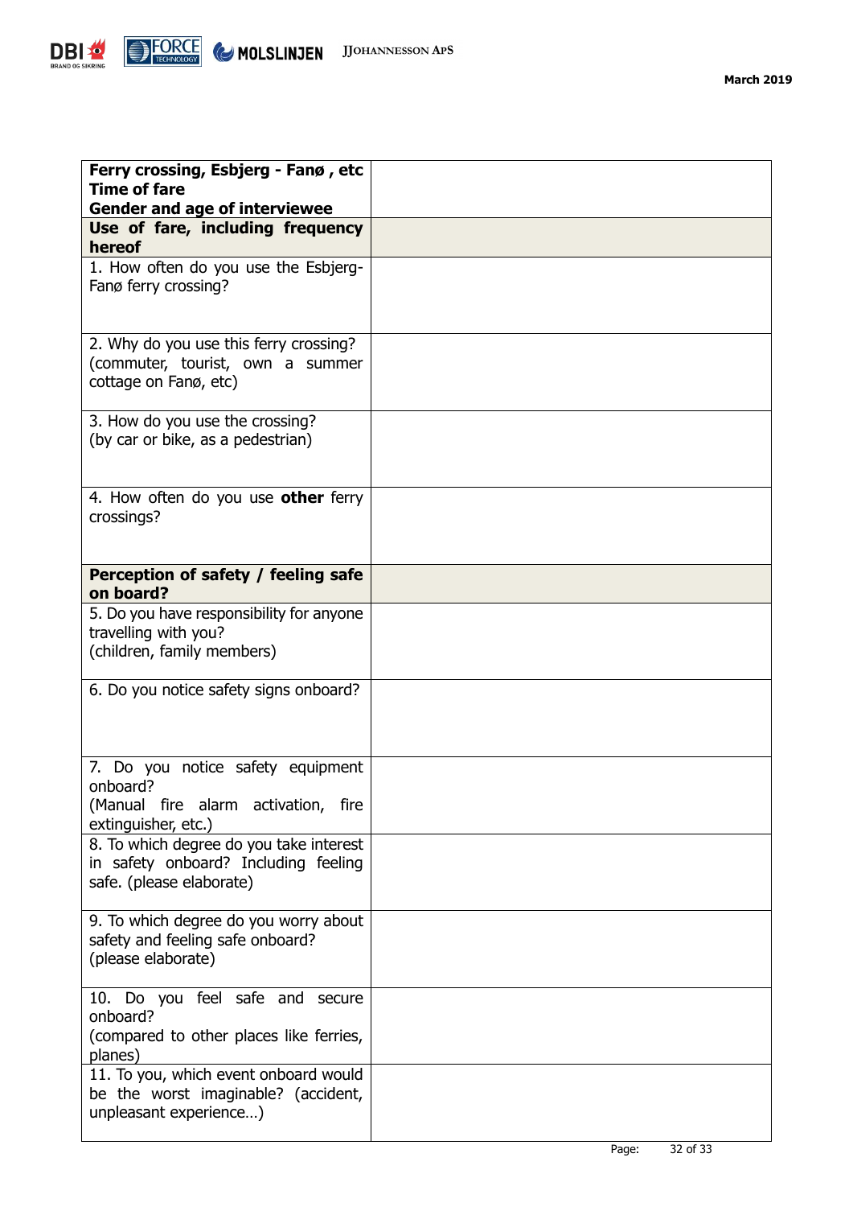| **Ferry crossing, Esbjerg - Fanø , etc**<br>**Time of fare**<br>**Gender and age of interviewee** | |
|---|---|
| **Use of fare, including frequency hereof** | |
| 1. How often do you use the Esbjerg-Fanø ferry crossing? | |
| 2. Why do you use this ferry crossing? (commuter, tourist, own a summer cottage on Fanø, etc) | |
| 3. How do you use the crossing? (by car or bike, as a pedestrian) | |
| 4. How often do you use **other** ferry crossings? | |
| **Perception of safety / feeling safe on board?** | |
| 5. Do you have responsibility for anyone travelling with you? (children, family members) | |
| 6. Do you notice safety signs onboard? | |
| 7. Do you notice safety equipment onboard? (Manual fire alarm activation, fire extinguisher, etc.) | |
| 8. To which degree do you take interest in safety onboard? Including feeling safe. (please elaborate) | |
| 9. To which degree do you worry about safety and feeling safe onboard? (please elaborate) | |
| 10. Do you feel safe and secure onboard? (compared to other places like ferries, planes) | |
| 11. To you, which event onboard would be the worst imaginable? (accident, unpleasant experience…) | |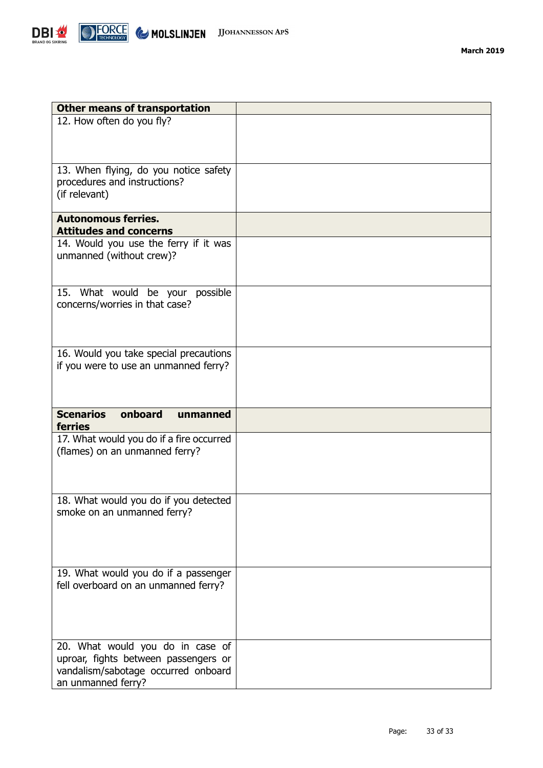| | |
|---|---|
| **Other means of transportation** | |
| 12. How often do you fly? | |
| 13. When flying, do you notice safety procedures and instructions? (if relevant) | |
| **Autonomous ferries. Attitudes and concerns** | |
| 14. Would you use the ferry if it was unmanned (without crew)? | |
| 15. What would be your possible concerns/worries in that case? | |
| 16. Would you take special precautions if you were to use an unmanned ferry? | |
| **Scenarios onboard unmanned ferries** | |
| 17. What would you do if a fire occurred (flames) on an unmanned ferry? | |
| 18. What would you do if you detected smoke on an unmanned ferry? | |
| 19. What would you do if a passenger fell overboard on an unmanned ferry? | |
| 20. What would you do in case of uproar, fights between passengers or vandalism/sabotage occurred onboard an unmanned ferry? | |